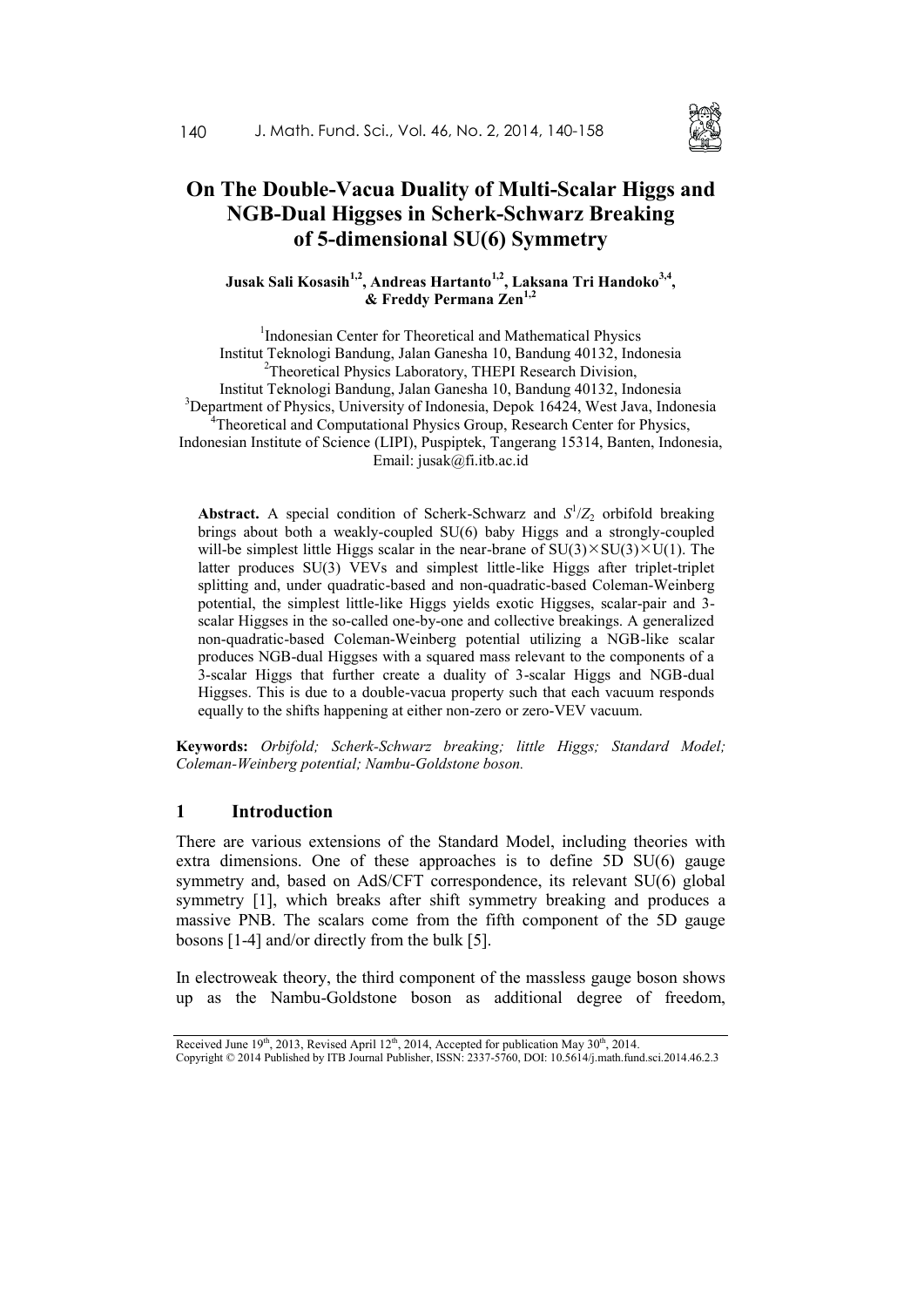# On The Double-Vacua Duality of Multi-Scalar Higgs and NGB-Dual Higgses in Scherk-Schwarz Breaking of 5-dimensional SU(6) Symmetry

**Jusak Sali Kosasih[1,2], Andreas Hartanto[1,2], Laksana Tri Handoko[3,4], & Freddy Permana Zen[1,2]**

[1]Indonesian Center for Theoretical and Mathematical Physics
Institut Teknologi Bandung, Jalan Ganesha 10, Bandung 40132, Indonesia
[2]Theoretical Physics Laboratory, THEPI Research Division,
Institut Teknologi Bandung, Jalan Ganesha 10, Bandung 40132, Indonesia
[3]Department of Physics, University of Indonesia, Depok 16424, West Java, Indonesia
[4]Theoretical and Computational Physics Group, Research Center for Physics,
Indonesian Institute of Science (LIPI), Puspiptek, Tangerang 15314, Banten, Indonesia,
Email: jusak@fi.itb.ac.id

**Abstract.** A special condition of Scherk-Schwarz and $S^1/Z_2$ orbifold breaking brings about both a weakly-coupled SU(6) baby Higgs and a strongly-coupled will-be simplest little Higgs scalar in the near-brane of SU(3)×SU(3)×U(1). The latter produces SU(3) VEVs and simplest little-like Higgs after triplet-triplet splitting and, under quadratic-based and non-quadratic-based Coleman-Weinberg potential, the simplest little-like Higgs yields exotic Higgses, scalar-pair and 3-scalar Higgses in the so-called one-by-one and collective breakings. A generalized non-quadratic-based Coleman-Weinberg potential utilizing a NGB-like scalar produces NGB-dual Higgses with a squared mass relevant to the components of a 3-scalar Higgs that further create a duality of 3-scalar Higgs and NGB-dual Higgses. This is due to a double-vacua property such that each vacuum responds equally to the shifts happening at either non-zero or zero-VEV vacuum.

**Keywords:** *Orbifold; Scherk-Schwarz breaking; little Higgs; Standard Model; Coleman-Weinberg potential; Nambu-Goldstone boson.*

## 1 Introduction

There are various extensions of the Standard Model, including theories with extra dimensions. One of these approaches is to define 5D SU(6) gauge symmetry and, based on AdS/CFT correspondence, its relevant SU(6) global symmetry [1], which breaks after shift symmetry breaking and produces a massive PNB. The scalars come from the fifth component of the 5D gauge bosons [1-4] and/or directly from the bulk [5].

In electroweak theory, the third component of the massless gauge boson shows up as the Nambu-Goldstone boson as additional degree of freedom,

Received June 19th, 2013, Revised April 12th, 2014, Accepted for publication May 30th, 2014.
Copyright © 2014 Published by ITB Journal Publisher, ISSN: 2337-5760, DOI: 10.5614/j.math.fund.sci.2014.46.2.3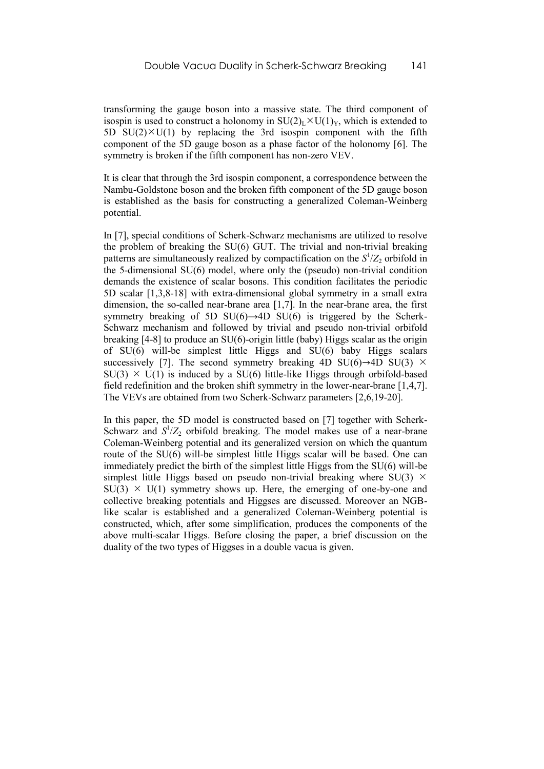transforming the gauge boson into a massive state. The third component of isospin is used to construct a holonomy in $SU(2)_L \times U(1)_Y$, which is extended to 5D $SU(2)\times U(1)$ by replacing the 3rd isospin component with the fifth component of the 5D gauge boson as a phase factor of the holonomy [6]. The symmetry is broken if the fifth component has non-zero VEV.

It is clear that through the 3rd isospin component, a correspondence between the Nambu-Goldstone boson and the broken fifth component of the 5D gauge boson is established as the basis for constructing a generalized Coleman-Weinberg potential.

In [7], special conditions of Scherk-Schwarz mechanisms are utilized to resolve the problem of breaking the SU(6) GUT. The trivial and non-trivial breaking patterns are simultaneously realized by compactification on the $S^1/Z_2$ orbifold in the 5-dimensional SU(6) model, where only the (pseudo) non-trivial condition demands the existence of scalar bosons. This condition facilitates the periodic 5D scalar [1,3,8-18] with extra-dimensional global symmetry in a small extra dimension, the so-called near-brane area [1,7]. In the near-brane area, the first symmetry breaking of 5D SU(6)→4D SU(6) is triggered by the Scherk-Schwarz mechanism and followed by trivial and pseudo non-trivial orbifold breaking [4-8] to produce an SU(6)-origin little (baby) Higgs scalar as the origin of SU(6) will-be simplest little Higgs and SU(6) baby Higgs scalars successively [7]. The second symmetry breaking 4D SU(6)→4D SU(3) × SU(3) × U(1) is induced by a SU(6) little-like Higgs through orbifold-based field redefinition and the broken shift symmetry in the lower-near-brane [1,4,7]. The VEVs are obtained from two Scherk-Schwarz parameters [2,6,19-20].

In this paper, the 5D model is constructed based on [7] together with Scherk-Schwarz and $S^1/Z_2$ orbifold breaking. The model makes use of a near-brane Coleman-Weinberg potential and its generalized version on which the quantum route of the SU(6) will-be simplest little Higgs scalar will be based. One can immediately predict the birth of the simplest little Higgs from the SU(6) will-be simplest little Higgs based on pseudo non-trivial breaking where SU(3) × SU(3) × U(1) symmetry shows up. Here, the emerging of one-by-one and collective breaking potentials and Higgses are discussed. Moreover an NGB-like scalar is established and a generalized Coleman-Weinberg potential is constructed, which, after some simplification, produces the components of the above multi-scalar Higgs. Before closing the paper, a brief discussion on the duality of the two types of Higgses in a double vacua is given.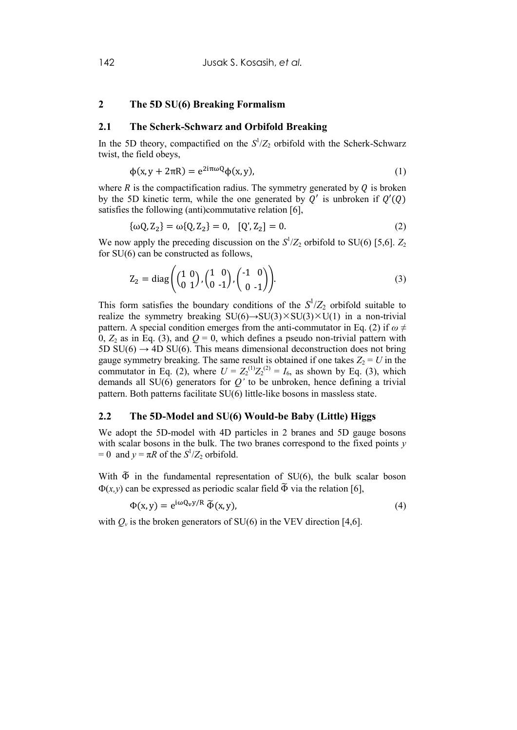## 2 The 5D SU(6) Breaking Formalism

### 2.1 The Scherk-Schwarz and Orbifold Breaking

In the 5D theory, compactified on the $S^1/Z_2$ orbifold with the Scherk-Schwarz twist, the field obeys,

$$\phi(x, y + 2\pi R) = e^{2i\pi\omega Q}\phi(x, y), \tag{1}$$

where $R$ is the compactification radius. The symmetry generated by $Q$ is broken by the 5D kinetic term, while the one generated by $Q'$ is unbroken if $Q'(Q)$ satisfies the following (anti)commutative relation [6],

$$\{\omega Q, Z_2\} = \omega\{Q, Z_2\} = 0, \quad [Q', Z_2] = 0. \tag{2}$$

We now apply the preceding discussion on the $S^1/Z_2$ orbifold to SU(6) [5,6]. $Z_2$ for SU(6) can be constructed as follows,

$$Z_2 = \mathrm{diag}\left(\begin{pmatrix} 1 & 0 \\ 0 & 1 \end{pmatrix}, \begin{pmatrix} 1 & 0 \\ 0 & -1 \end{pmatrix}, \begin{pmatrix} -1 & 0 \\ 0 & -1 \end{pmatrix}\right). \tag{3}$$

This form satisfies the boundary conditions of the $S^1/Z_2$ orbifold suitable to realize the symmetry breaking SU(6)→SU(3)×SU(3)×U(1) in a non-trivial pattern. A special condition emerges from the anti-commutator in Eq. (2) if $\omega \neq 0$, $Z_2$ as in Eq. (3), and $Q = 0$, which defines a pseudo non-trivial pattern with 5D SU(6) → 4D SU(6). This means dimensional deconstruction does not bring gauge symmetry breaking. The same result is obtained if one takes $Z_2 = U$ in the commutator in Eq. (2), where $U = Z_2^{(1)}Z_2^{(2)} = I_6$, as shown by Eq. (3), which demands all SU(6) generators for $Q'$ to be unbroken, hence defining a trivial pattern. Both patterns facilitate SU(6) little-like bosons in massless state.

### 2.2 The 5D-Model and SU(6) Would-be Baby (Little) Higgs

We adopt the 5D-model with 4D particles in 2 branes and 5D gauge bosons with scalar bosons in the bulk. The two branes correspond to the fixed points $y = 0$ and $y = \pi R$ of the $S^1/Z_2$ orbifold.

With $\widetilde{\Phi}$ in the fundamental representation of SU(6), the bulk scalar boson $\Phi(x,y)$ can be expressed as periodic scalar field $\widetilde{\Phi}$ via the relation [6],

$$\Phi(x, y) = e^{i\omega Q_v y/R}\,\widetilde{\Phi}(x, y), \tag{4}$$

with $Q_v$ is the broken generators of SU(6) in the VEV direction [4,6].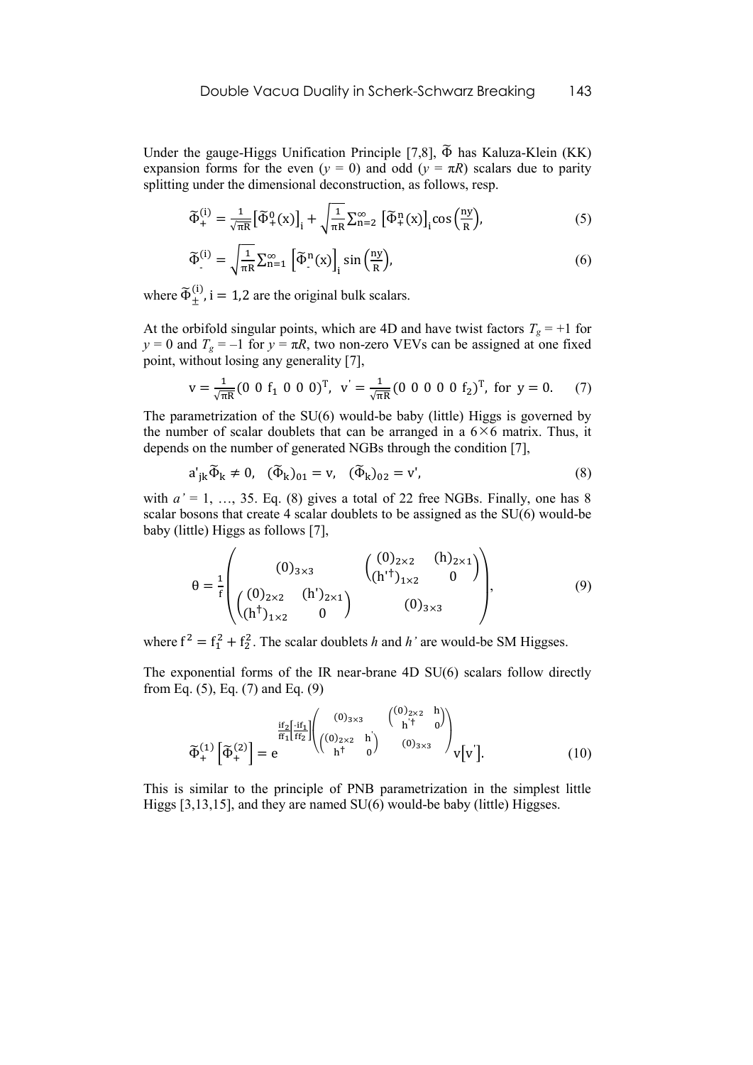Under the gauge-Higgs Unification Principle [7,8], $\widetilde{\Phi}$ has Kaluza-Klein (KK) expansion forms for the even ($y$ = 0) and odd ($y$ = $\pi R$) scalars due to parity splitting under the dimensional deconstruction, as follows, resp.

$$\widetilde{\Phi}_{+}^{(i)} = \frac{1}{\sqrt{\pi R}}\left[\widetilde{\Phi}_{+}^{0}(x)\right]_{i} + \sqrt{\frac{1}{\pi R}}\sum_{n=2}^{\infty}\left[\widetilde{\Phi}_{+}^{n}(x)\right]_{i}\cos\left(\frac{ny}{R}\right), \tag{5}$$

$$\widetilde{\Phi}_{-}^{(i)} = \sqrt{\frac{1}{\pi R}}\sum_{n=1}^{\infty}\left[\widetilde{\Phi}_{-}^{n}(x)\right]_{i}\sin\left(\frac{ny}{R}\right), \tag{6}$$

where $\widetilde{\Phi}_{\pm}^{(i)}, i = 1,2$ are the original bulk scalars.

At the orbifold singular points, which are 4D and have twist factors $T_g$ = +1 for $y$ = 0 and $T_g$ = –1 for $y$ = $\pi R$, two non-zero VEVs can be assigned at one fixed point, without losing any generality [7],

$$v = \frac{1}{\sqrt{\pi R}}(0\ 0\ f_1\ 0\ 0\ 0)^{T},\ v' = \frac{1}{\sqrt{\pi R}}(0\ 0\ 0\ 0\ 0\ f_2)^{T},\ \text{for}\ y = 0. \tag{7}$$

The parametrization of the SU(6) would-be baby (little) Higgs is governed by the number of scalar doublets that can be arranged in a 6×6 matrix. Thus, it depends on the number of generated NGBs through the condition [7],

$$a'_{jk}\widetilde{\Phi}_{k} \neq 0,\quad (\widetilde{\Phi}_{k})_{01} = v,\quad (\widetilde{\Phi}_{k})_{02} = v', \tag{8}$$

with $a'$ = 1, …, 35. Eq. (8) gives a total of 22 free NGBs. Finally, one has 8 scalar bosons that create 4 scalar doublets to be assigned as the SU(6) would-be baby (little) Higgs as follows [7],

$$\theta = \frac{1}{f}\begin{pmatrix} (0)_{3\times3} & \begin{pmatrix} (0)_{2\times2} & (h)_{2\times1} \\ (h'^{\dagger})_{1\times2} & 0 \end{pmatrix} \\ \begin{pmatrix} (0)_{2\times2} & (h')_{2\times1} \\ (h^{\dagger})_{1\times2} & 0 \end{pmatrix} & (0)_{3\times3} \end{pmatrix}, \tag{9}$$

where $f^2 = f_1^2 + f_2^2$. The scalar doublets $h$ and $h'$ are would-be SM Higgses.

The exponential forms of the IR near-brane 4D SU(6) scalars follow directly from Eq. (5), Eq. (7) and Eq. (9)

$$\widetilde{\Phi}_{+}^{(1)}\left[\widetilde{\Phi}_{+}^{(2)}\right] = e^{\frac{if_2}{ff_1}\left[\frac{-if_1}{ff_2}\right]\begin{pmatrix} (0)_{3\times3} & \begin{pmatrix} (0)_{2\times2} & h \\ h'^{\dagger} & 0 \end{pmatrix} \\ \begin{pmatrix} (0)_{2\times2} & h' \\ h^{\dagger} & 0 \end{pmatrix} & (0)_{3\times3} \end{pmatrix}} v\left[v'\right]. \tag{10}$$

This is similar to the principle of PNB parametrization in the simplest little Higgs [3,13,15], and they are named SU(6) would-be baby (little) Higgses.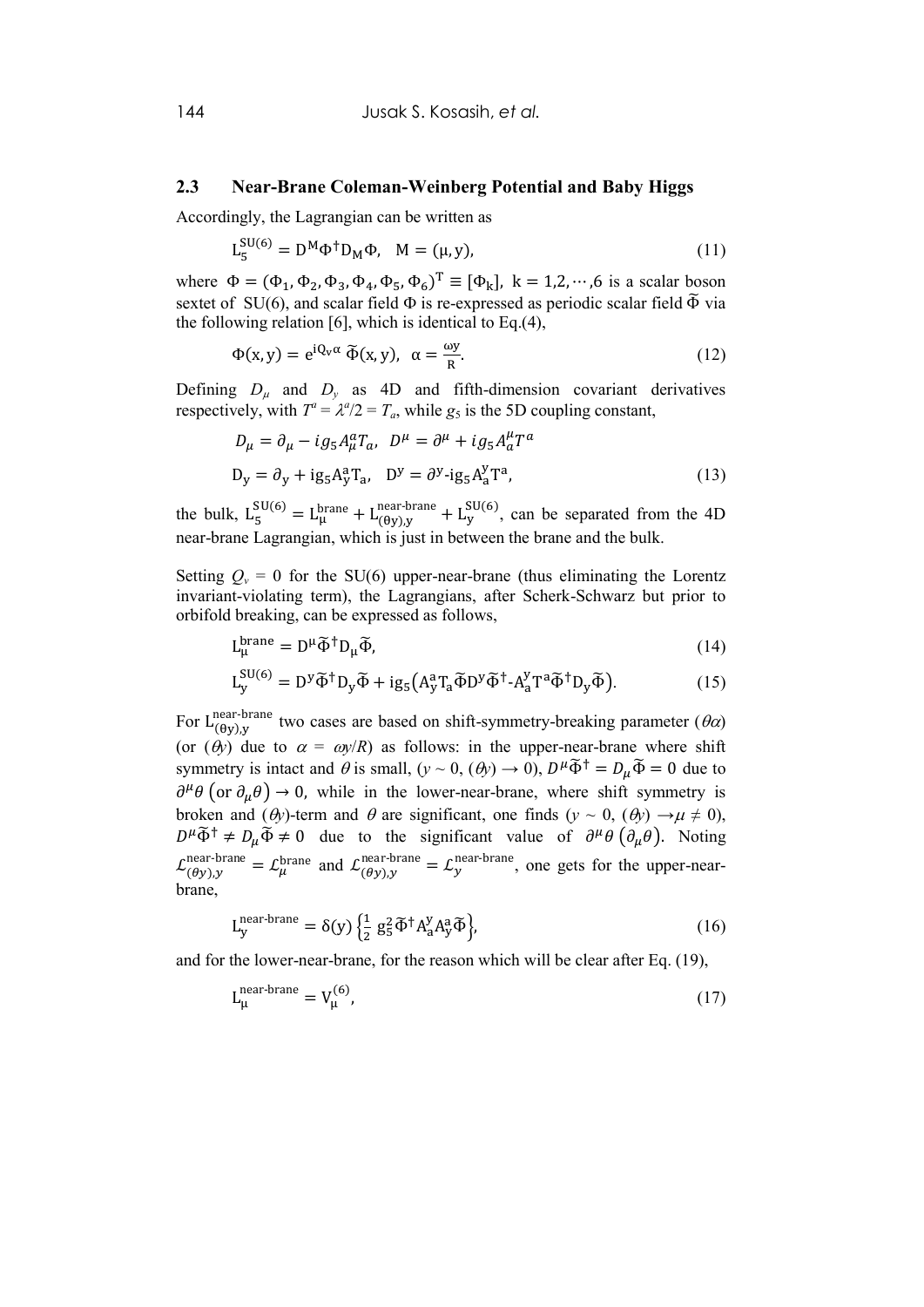### 2.3 Near-Brane Coleman-Weinberg Potential and Baby Higgs

Accordingly, the Lagrangian can be written as

$$\mathrm{L}_5^{\mathrm{SU}(6)} = \mathrm{D}^{\mathrm{M}}\Phi^{\dagger}\mathrm{D}_{\mathrm{M}}\Phi, \quad \mathrm{M} = (\mu, \mathrm{y}), \tag{11}$$

where $\Phi = (\Phi_1, \Phi_2, \Phi_3, \Phi_4, \Phi_5, \Phi_6)^{\mathrm{T}} \equiv [\Phi_{\mathrm{k}}],\ \mathrm{k} = 1,2,\cdots,6$ is a scalar boson sextet of SU(6), and scalar field $\Phi$ is re-expressed as periodic scalar field $\widetilde{\Phi}$ via the following relation [6], which is identical to Eq.(4),

$$\Phi(\mathrm{x}, \mathrm{y}) = \mathrm{e}^{\mathrm{i}\mathrm{Q}_{\mathrm{v}}\alpha}\,\widetilde{\Phi}(\mathrm{x}, \mathrm{y}), \quad \alpha = \frac{\omega \mathrm{y}}{\mathrm{R}}. \tag{12}$$

Defining $D_\mu$ and $D_y$ as 4D and fifth-dimension covariant derivatives respectively, with $T^a = \lambda^a/2 = T_a$, while $g_5$ is the 5D coupling constant,

$$D_\mu = \partial_\mu - ig_5 A_\mu^a T_a, \quad D^\mu = \partial^\mu + ig_5 A_a^\mu T^a$$
$$\mathrm{D}_{\mathrm{y}} = \partial_{\mathrm{y}} + \mathrm{i}\mathrm{g}_5\mathrm{A}_{\mathrm{y}}^{\mathrm{a}}\mathrm{T}_{\mathrm{a}}, \quad \mathrm{D}^{\mathrm{y}} = \partial^{\mathrm{y}} - \mathrm{i}\mathrm{g}_5\mathrm{A}_{\mathrm{a}}^{\mathrm{y}}\mathrm{T}^{\mathrm{a}}, \tag{13}$$

the bulk, $\mathrm{L}_5^{\mathrm{SU}(6)} = \mathrm{L}_\mu^{\mathrm{brane}} + \mathrm{L}_{(\theta\mathrm{y}),\mathrm{y}}^{\text{near-brane}} + \mathrm{L}_{\mathrm{y}}^{\mathrm{SU}(6)}$, can be separated from the 4D near-brane Lagrangian, which is just in between the brane and the bulk.

Setting $Q_v = 0$ for the SU(6) upper-near-brane (thus eliminating the Lorentz invariant-violating term), the Lagrangians, after Scherk-Schwarz but prior to orbifold breaking, can be expressed as follows,

$$\mathrm{L}_\mu^{\mathrm{brane}} = \mathrm{D}^\mu\widetilde{\Phi}^{\dagger}\mathrm{D}_\mu\widetilde{\Phi}, \tag{14}$$

$$\mathrm{L}_{\mathrm{y}}^{\mathrm{SU}(6)} = \mathrm{D}^{\mathrm{y}}\widetilde{\Phi}^{\dagger}\mathrm{D}_{\mathrm{y}}\widetilde{\Phi} + \mathrm{i}\mathrm{g}_5\left(\mathrm{A}_{\mathrm{y}}^{\mathrm{a}}\mathrm{T}_{\mathrm{a}}\widetilde{\Phi}\mathrm{D}^{\mathrm{y}}\widetilde{\Phi}^{\dagger} - \mathrm{A}_{\mathrm{a}}^{\mathrm{y}}\mathrm{T}^{\mathrm{a}}\widetilde{\Phi}^{\dagger}\mathrm{D}_{\mathrm{y}}\widetilde{\Phi}\right). \tag{15}$$

For $\mathrm{L}_{(\theta\mathrm{y}),\mathrm{y}}^{\text{near-brane}}$ two cases are based on shift-symmetry-breaking parameter ($\theta\alpha$) (or ($\theta y$) due to $\alpha = \omega y/R$) as follows: in the upper-near-brane where shift symmetry is intact and $\theta$ is small, ($y \sim 0$, ($\theta y$) $\rightarrow 0$), $D^\mu\widetilde{\Phi}^\dagger = D_\mu\widetilde{\Phi} = 0$ due to $\partial^\mu\theta$ (or $\partial_\mu\theta$) $\rightarrow 0$, while in the lower-near-brane, where shift symmetry is broken and ($\theta y$)-term and $\theta$ are significant, one finds ($y \sim 0$, ($\theta y$) $\rightarrow \mu \neq 0$), $D^\mu\widetilde{\Phi}^\dagger \neq D_\mu\widetilde{\Phi} \neq 0$ due to the significant value of $\partial^\mu\theta$ ($\partial_\mu\theta$). Noting $\mathcal{L}_{(\theta y),y}^{\text{near-brane}} = \mathcal{L}_\mu^{\text{brane}}$ and $\mathcal{L}_{(\theta y),y}^{\text{near-brane}} = \mathcal{L}_y^{\text{near-brane}}$, one gets for the upper-near-brane,

$$\mathrm{L}_{\mathrm{y}}^{\text{near-brane}} = \delta(\mathrm{y})\left\{\frac{1}{2}\,\mathrm{g}_5^2\widetilde{\Phi}^{\dagger}\mathrm{A}_{\mathrm{a}}^{\mathrm{y}}\mathrm{A}_{\mathrm{y}}^{\mathrm{a}}\widetilde{\Phi}\right\}, \tag{16}$$

and for the lower-near-brane, for the reason which will be clear after Eq. (19),

$$\mathrm{L}_\mu^{\text{near-brane}} = \mathrm{V}_\mu^{(6)}, \tag{17}$$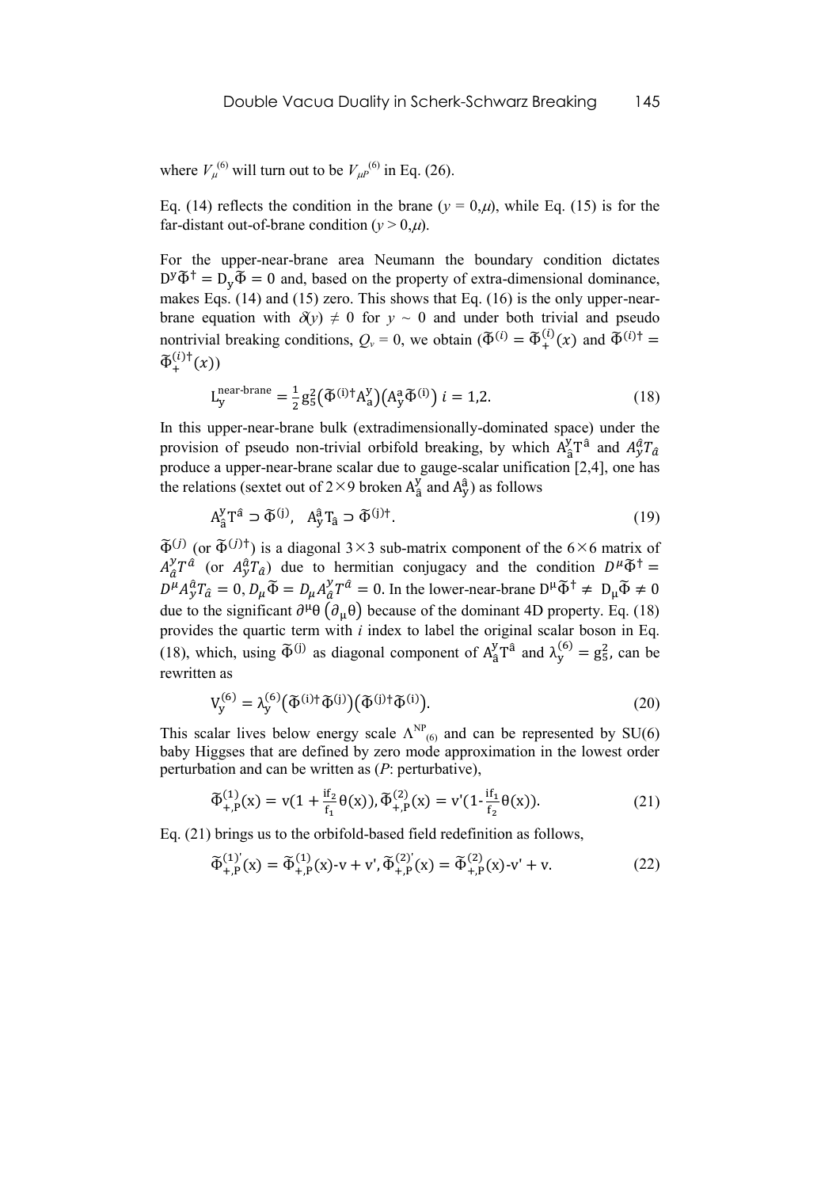where $V_\mu^{(6)}$ will turn out to be $V_{\mu P}^{(6)}$ in Eq. (26).

Eq. (14) reflects the condition in the brane ($y = 0,\mu$), while Eq. (15) is for the far-distant out-of-brane condition ($y > 0,\mu$).

For the upper-near-brane area Neumann the boundary condition dictates $D^y\widetilde{\Phi}^\dagger = D_y\widetilde{\Phi} = 0$ and, based on the property of extra-dimensional dominance, makes Eqs. (14) and (15) zero. This shows that Eq. (16) is the only upper-near-brane equation with $\delta(y) \neq 0$ for $y \sim 0$ and under both trivial and pseudo nontrivial breaking conditions, $Q_v = 0$, we obtain ($\widetilde{\Phi}^{(i)} = \widetilde{\Phi}_+^{(i)}(x)$ and $\widetilde{\Phi}^{(i)\dagger} = \widetilde{\Phi}_+^{(i)\dagger}(x)$)

$$L_y^{\text{near-brane}} = \frac{1}{2}g_5^2\left(\widetilde{\Phi}^{(i)\dagger}A_a^y\right)\left(A_y^a\widetilde{\Phi}^{(i)}\right)\ i = 1,2. \tag{18}$$

In this upper-near-brane bulk (extradimensionally-dominated space) under the provision of pseudo non-trivial orbifold breaking, by which $A_{\hat{a}}^y T^{\hat{a}}$ and $A_y^{\hat{a}} T_{\hat{a}}$ produce a upper-near-brane scalar due to gauge-scalar unification [2,4], one has the relations (sextet out of $2\times 9$ broken $A_{\hat{a}}^y$ and $A_y^{\hat{a}}$) as follows

$$A_{\hat{a}}^y T^{\hat{a}} \supset \widetilde{\Phi}^{(j)},\quad A_y^{\hat{a}} T_{\hat{a}} \supset \widetilde{\Phi}^{(j)\dagger}. \tag{19}$$

$\widetilde{\Phi}^{(j)}$ (or $\widetilde{\Phi}^{(j)\dagger}$) is a diagonal $3\times 3$ sub-matrix component of the $6\times 6$ matrix of $A_{\hat{a}}^y T^{\hat{a}}$ (or $A_y^{\hat{a}} T_{\hat{a}}$) due to hermitian conjugacy and the condition $D^\mu\widetilde{\Phi}^\dagger = D^\mu A_y^{\hat{a}} T_{\hat{a}} = 0, D_\mu\widetilde{\Phi} = D_\mu A_{\hat{a}}^y T^{\hat{a}} = 0$. In the lower-near-brane $D^\mu\widetilde{\Phi}^\dagger \neq D_\mu\widetilde{\Phi} \neq 0$ due to the significant $\partial^\mu\theta$ $(\partial_\mu\theta)$ because of the dominant 4D property. Eq. (18) provides the quartic term with $i$ index to label the original scalar boson in Eq. (18), which, using $\widetilde{\Phi}^{(j)}$ as diagonal component of $A_{\hat{a}}^y T^{\hat{a}}$ and $\lambda_y^{(6)} = g_5^2$, can be rewritten as

$$V_y^{(6)} = \lambda_y^{(6)}\left(\widetilde{\Phi}^{(i)\dagger}\widetilde{\Phi}^{(j)}\right)\left(\widetilde{\Phi}^{(j)\dagger}\widetilde{\Phi}^{(i)}\right). \tag{20}$$

This scalar lives below energy scale $\Lambda^{NP}_{(6)}$ and can be represented by SU(6) baby Higgses that are defined by zero mode approximation in the lowest order perturbation and can be written as ($P$: perturbative),

$$\widetilde{\Phi}_{+,P}^{(1)}(x) = v\left(1 + \frac{if_2}{f_1}\theta(x)\right), \widetilde{\Phi}_{+,P}^{(2)}(x) = v'\left(1 - \frac{if_1}{f_2}\theta(x)\right). \tag{21}$$

Eq. (21) brings us to the orbifold-based field redefinition as follows,

$$\widetilde{\Phi}_{+,P}^{(1)'}(x) = \widetilde{\Phi}_{+,P}^{(1)}(x) - v + v', \widetilde{\Phi}_{+,P}^{(2)'}(x) = \widetilde{\Phi}_{+,P}^{(2)}(x) - v' + v. \tag{22}$$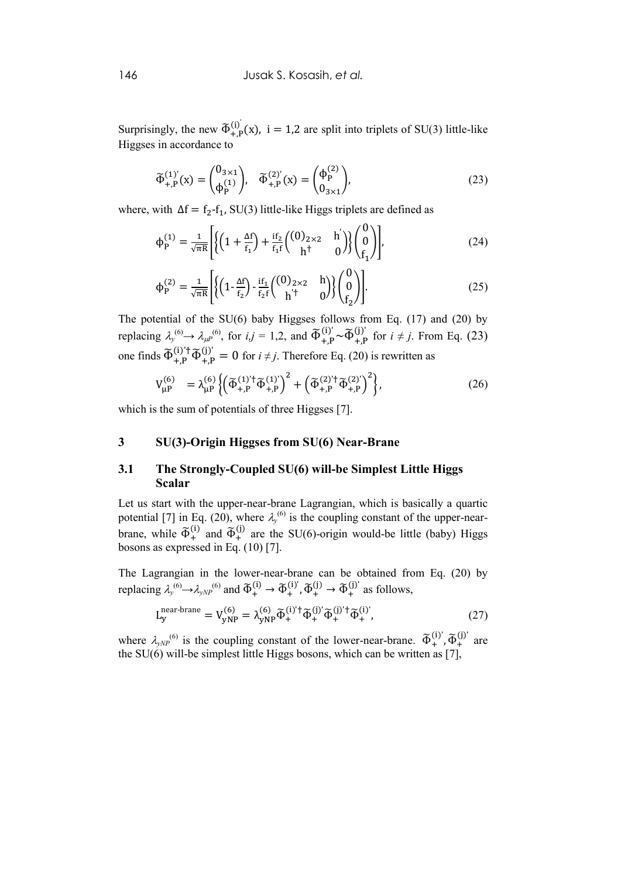Surprisingly, the new $\widetilde{\Phi}_{+,P}^{(i)'}(x),\ i = 1{,}2$ are split into triplets of SU(3) little-like Higgses in accordance to

$$\widetilde{\Phi}_{+,P}^{(1)'}(x) = \begin{pmatrix} 0_{3\times 1} \\ \phi_P^{(1)} \end{pmatrix}, \quad \widetilde{\Phi}_{+,P}^{(2)'}(x) = \begin{pmatrix} \phi_P^{(2)} \\ 0_{3\times 1} \end{pmatrix}, \tag{23}$$

where, with $\Delta f = f_2 \text{-} f_1$, SU(3) little-like Higgs triplets are defined as

$$\phi_P^{(1)} = \frac{1}{\sqrt{\pi R}}\left[\left\{\left(1 + \frac{\Delta f}{f_1}\right) + \frac{i f_2}{f_1 f}\begin{pmatrix} (0)_{2\times 2} & h^{'} \\ h^{\dagger} & 0 \end{pmatrix}\right\}\begin{pmatrix} 0 \\ 0 \\ f_1 \end{pmatrix}\right], \tag{24}$$

$$\phi_P^{(2)} = \frac{1}{\sqrt{\pi R}}\left[\left\{\left(1 \text{-} \frac{\Delta f}{f_2}\right) \text{-} \frac{i f_1}{f_2 f}\begin{pmatrix} (0)_{2\times 2} & h \\ h^{'\dagger} & 0 \end{pmatrix}\right\}\begin{pmatrix} 0 \\ 0 \\ f_2 \end{pmatrix}\right]. \tag{25}$$

The potential of the SU(6) baby Higgses follows from Eq. (17) and (20) by replacing $\lambda_y^{(6)} \to \lambda_{\mu P}^{(6)}$, for $i,j$ = 1,2, and $\widetilde{\Phi}_{+,P}^{(i)'} \sim \widetilde{\Phi}_{+,P}^{(j)'}$ for $i \neq j$. From Eq. (23) one finds $\widetilde{\Phi}_{+,P}^{(i)'\dagger}\widetilde{\Phi}_{+,P}^{(j)'} = 0$ for $i \neq j$. Therefore Eq. (20) is rewritten as

$$V_{\mu P}^{(6)} \;\; = \lambda_{\mu P}^{(6)}\left\{\left(\widetilde{\Phi}_{+,P}^{(1)'\dagger}\widetilde{\Phi}_{+,P}^{(1)'}\right)^2 + \left(\widetilde{\Phi}_{+,P}^{(2)'\dagger}\widetilde{\Phi}_{+,P}^{(2)'}\right)^2\right\}, \tag{26}$$

which is the sum of potentials of three Higgses [7].

## 3 SU(3)-Origin Higgses from SU(6) Near-Brane

### 3.1 The Strongly-Coupled SU(6) will-be Simplest Little Higgs Scalar

Let us start with the upper-near-brane Lagrangian, which is basically a quartic potential [7] in Eq. (20), where $\lambda_y^{(6)}$ is the coupling constant of the upper-near-brane, while $\widetilde{\Phi}_+^{(i)}$ and $\widetilde{\Phi}_+^{(j)}$ are the SU(6)-origin would-be little (baby) Higgs bosons as expressed in Eq. (10) [7].

The Lagrangian in the lower-near-brane can be obtained from Eq. (20) by replacing $\lambda_y^{(6)} \to \lambda_{yNP}^{(6)}$ and $\widetilde{\Phi}_+^{(i)} \to \widetilde{\Phi}_+^{(i)'}, \widetilde{\Phi}_+^{(j)} \to \widetilde{\Phi}_+^{(j)'}$ as follows,

$$L_y^{\text{near-brane}} = V_{yNP}^{(6)} = \lambda_{yNP}^{(6)}\widetilde{\Phi}_+^{(i)'\dagger}\widetilde{\Phi}_+^{(j)'}\widetilde{\Phi}_+^{(j)'\dagger}\widetilde{\Phi}_+^{(i)'}, \tag{27}$$

where $\lambda_{yNP}^{(6)}$ is the coupling constant of the lower-near-brane. $\widetilde{\Phi}_+^{(i)'}, \widetilde{\Phi}_+^{(j)'}$ are the SU(6) will-be simplest little Higgs bosons, which can be written as [7],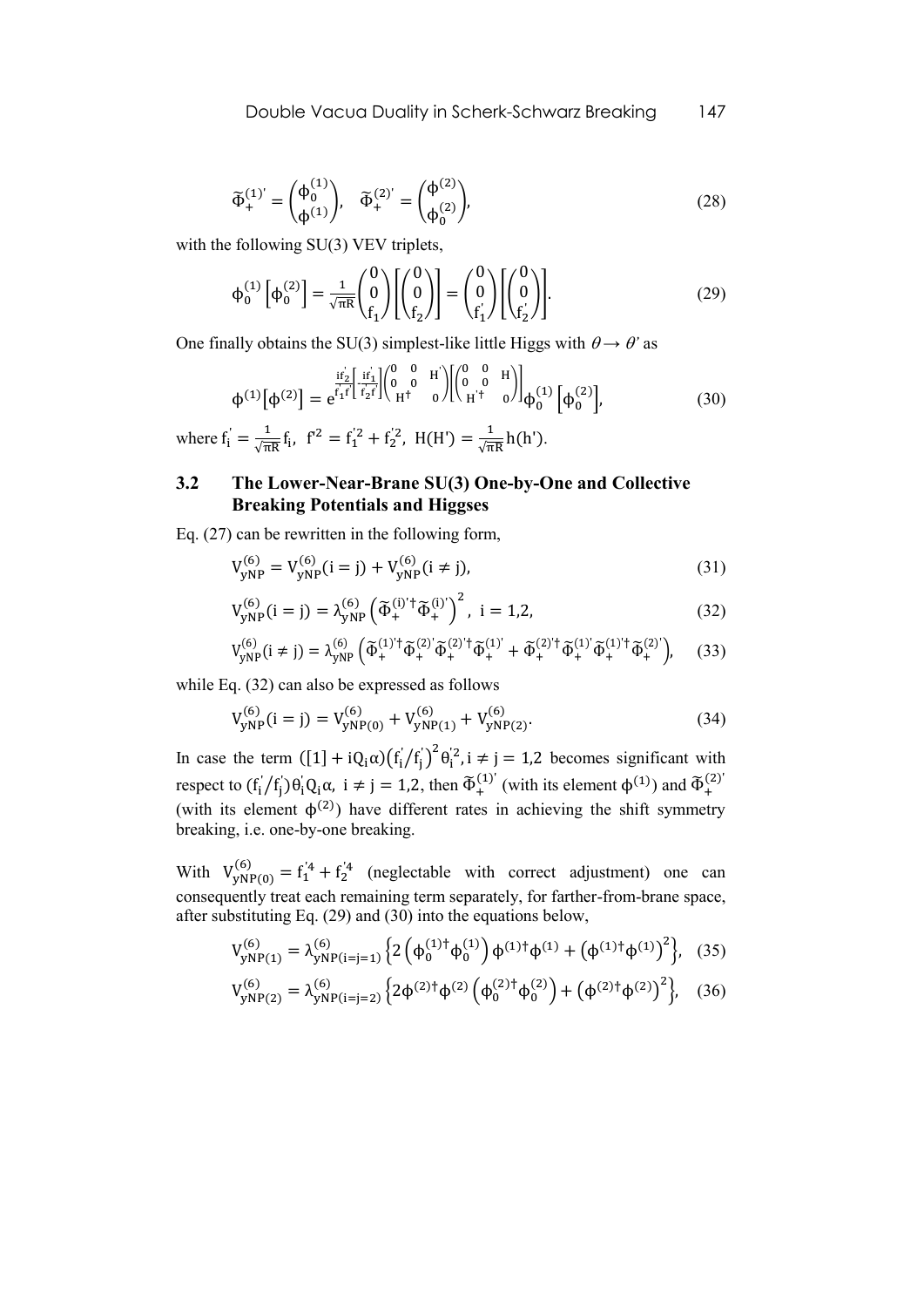$$\widetilde{\Phi}_{+}^{(1)'} = \begin{pmatrix} \phi_0^{(1)} \\ \phi^{(1)} \end{pmatrix}, \quad \widetilde{\Phi}_{+}^{(2)'} = \begin{pmatrix} \phi^{(2)} \\ \phi_0^{(2)} \end{pmatrix}, \tag{28}$$

with the following SU(3) VEV triplets,

$$\phi_0^{(1)}\left[\phi_0^{(2)}\right] = \frac{1}{\sqrt{\pi R}}\begin{pmatrix} 0 \\ 0 \\ f_1 \end{pmatrix}\left[\begin{pmatrix} 0 \\ 0 \\ f_2 \end{pmatrix}\right] = \begin{pmatrix} 0 \\ 0 \\ f_1^{'} \end{pmatrix}\left[\begin{pmatrix} 0 \\ 0 \\ f_2^{'} \end{pmatrix}\right]. \tag{29}$$

One finally obtains the SU(3) simplest-like little Higgs with $\theta \rightarrow \theta'$ as

$$\phi^{(1)}\left[\phi^{(2)}\right] = e^{\frac{if_2^{'}}{f_1^{'}f^{'}}\left[-\frac{if_1^{'}}{f_2^{'}f^{'}}\right]\begin{pmatrix} 0 & 0 & H^{'} \\ 0 & 0 & \\ H^{\dagger} & & 0 \end{pmatrix}\left[\begin{pmatrix} 0 & 0 & H \\ 0 & 0 & \\ H^{'\dagger} & & 0 \end{pmatrix}\right]}\phi_0^{(1)}\left[\phi_0^{(2)}\right], \tag{30}$$

where $f_i^{'} = \frac{1}{\sqrt{\pi R}} f_i$, $f^{'2} = f_1^{'2} + f_2^{'2}$, $H(H^{'}) = \frac{1}{\sqrt{\pi R}} h(h^{'})$.

### 3.2 The Lower-Near-Brane SU(3) One-by-One and Collective Breaking Potentials and Higgses

Eq. (27) can be rewritten in the following form,

$$V_{yNP}^{(6)} = V_{yNP}^{(6)}(i = j) + V_{yNP}^{(6)}(i \neq j), \tag{31}$$

$$V_{yNP}^{(6)}(i = j) = \lambda_{yNP}^{(6)}\left(\widetilde{\Phi}_{+}^{(i)'\dagger}\widetilde{\Phi}_{+}^{(i)'}\right)^2, \ i = 1,2, \tag{32}$$

$$V_{yNP}^{(6)}(i \neq j) = \lambda_{yNP}^{(6)}\left(\widetilde{\Phi}_{+}^{(1)'\dagger}\widetilde{\Phi}_{+}^{(2)'}\widetilde{\Phi}_{+}^{(2)'\dagger}\widetilde{\Phi}_{+}^{(1)'} + \widetilde{\Phi}_{+}^{(2)'\dagger}\widetilde{\Phi}_{+}^{(1)'}\widetilde{\Phi}_{+}^{(1)'\dagger}\widetilde{\Phi}_{+}^{(2)'}\right), \tag{33}$$

while Eq. (32) can also be expressed as follows

$$V_{yNP}^{(6)}(i = j) = V_{yNP(0)}^{(6)} + V_{yNP(1)}^{(6)} + V_{yNP(2)}^{(6)}. \tag{34}$$

In case the term $([1] + iQ_i\alpha)\left(f_i^{'}/f_j^{'}\right)^2\theta_i^{'2}, i \neq j = 1,2$ becomes significant with respect to $(f_i^{'}/f_j^{'})\theta_i^{'}Q_i\alpha$, $i \neq j = 1,2$, then $\widetilde{\Phi}_{+}^{(1)'}$ (with its element $\phi^{(1)}$) and $\widetilde{\Phi}_{+}^{(2)'}$ (with its element $\phi^{(2)}$) have different rates in achieving the shift symmetry breaking, i.e. one-by-one breaking.

With $V_{yNP(0)}^{(6)} = f_1^{'4} + f_2^{'4}$ (neglectable with correct adjustment) one can consequently treat each remaining term separately, for farther-from-brane space, after substituting Eq. (29) and (30) into the equations below,

$$V_{yNP(1)}^{(6)} = \lambda_{yNP(i=j=1)}^{(6)}\left\{2\left(\phi_0^{(1)\dagger}\phi_0^{(1)}\right)\phi^{(1)\dagger}\phi^{(1)} + \left(\phi^{(1)\dagger}\phi^{(1)}\right)^2\right\}, \tag{35}$$

$$V_{yNP(2)}^{(6)} = \lambda_{yNP(i=j=2)}^{(6)}\left\{2\phi^{(2)\dagger}\phi^{(2)}\left(\phi_0^{(2)\dagger}\phi_0^{(2)}\right) + \left(\phi^{(2)\dagger}\phi^{(2)}\right)^2\right\}, \tag{36}$$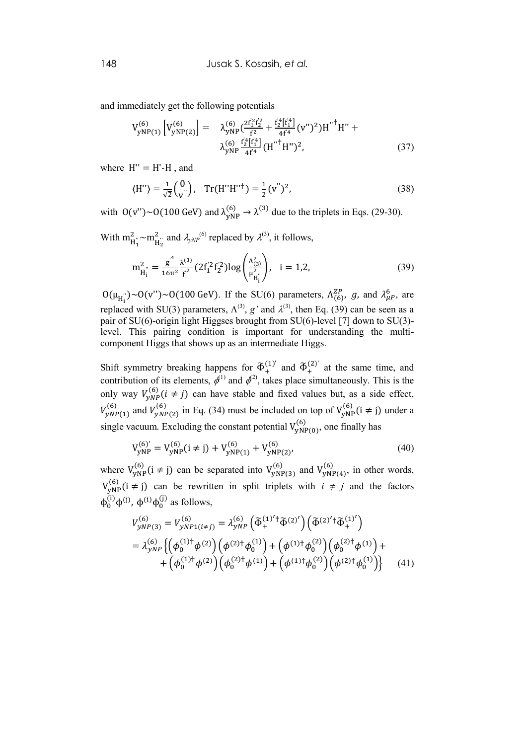and immediately get the following potentials

$$V^{(6)}_{yNP(1)}\left[V^{(6)}_{yNP(2)}\right] = \lambda^{(6)}_{yNP}\left(\frac{2f_1'^2 f_2'^2}{f'^2} + \frac{f_2'^4[f_1'^4]}{4f'^4}(v'')^2\right)H''^{\dagger}H'' + \lambda^{(6)}_{yNP}\frac{f_2'^4[f_1'^4]}{4f'^4}(H''^{\dagger}H'')^2, \tag{37}$$

where $H'' = H' \text{-} H$ , and

$$\langle H''\rangle = \frac{1}{\sqrt{2}}\binom{0}{v''}, \quad \mathrm{Tr}(H''H''^{\dagger}) = \frac{1}{2}(v'')^2, \tag{38}$$

with $O(v'')\sim O(100\text{ GeV})$ and $\lambda^{(6)}_{yNP} \to \lambda^{(3)}$ due to the triplets in Eqs. (29-30).

With $m^2_{H''_1}\sim m^2_{H''_2}$ and $\lambda_{yNP}^{(6)}$ replaced by $\lambda^{(3)}$, it follows,

$$m^2_{H''_i} = \frac{g'^4}{16\pi^2}\frac{\lambda^{(3)}}{f'^2}(2f_1'^2 f_2'^2)\log\left(\frac{\Lambda^2_{(3)}}{\mu^2_{H''_i}}\right), \quad i = 1,2, \tag{39}$$

$O(\mu_{H''_i})\sim O(v'')\sim O(100\text{ GeV})$. If the SU(6) parameters, $\Lambda^{ZP}_{(6)}$, $g$, and $\lambda^{6}_{\mu P}$, are replaced with SU(3) parameters, $\Lambda^{(3)}$, $g'$ and $\lambda^{(3)}$, then Eq. (39) can be seen as a pair of SU(6)-origin light Higgses brought from SU(6)-level [7] down to SU(3)-level. This pairing condition is important for understanding the multi-component Higgs that shows up as an intermediate Higgs.

Shift symmetry breaking happens for $\widetilde{\Phi}^{(1)'}_{+}$ and $\widetilde{\Phi}^{(2)'}_{+}$ at the same time, and contribution of its elements, $\phi^{(1)}$ and $\phi^{(2)}$, takes place simultaneously. This is the only way $V^{(6)}_{yNP}(i \neq j)$ can have stable and fixed values but, as a side effect, $V^{(6)}_{yNP(1)}$ and $V^{(6)}_{yNP(2)}$ in Eq. (34) must be included on top of $V^{(6)}_{yNP}(i \neq j)$ under a single vacuum. Excluding the constant potential $V^{(6)}_{yNP(0)}$, one finally has

$$V^{(6)'}_{yNP} = V^{(6)}_{yNP}(i \neq j) + V^{(6)}_{yNP(1)} + V^{(6)}_{yNP(2)}, \tag{40}$$

where $V^{(6)}_{yNP}(i \neq j)$ can be separated into $V^{(6)}_{yNP(3)}$ and $V^{(6)}_{yNP(4)}$, in other words, $V^{(6)}_{yNP}(i \neq j)$ can be rewritten in split triplets with $i \neq j$ and the factors $\phi^{(i)}_0\phi^{(j)}$, $\phi^{(i)}\phi^{(j)}_0$ as follows,

$$\begin{aligned} V^{(6)}_{yNP(3)} &= V^{(6)}_{yNP1(i\neq j)} = \lambda^{(6)}_{yNP}\left(\widetilde{\Phi}^{(1)'\dagger}_{+}\widetilde{\Phi}^{(2)'}\right)\left(\widetilde{\Phi}^{(2)'\dagger}\widetilde{\Phi}^{(1)'}_{+}\right) \\ &= \lambda^{(6)}_{yNP}\Big\{\left(\phi^{(1)\dagger}_0\phi^{(2)}\right)\left(\phi^{(2)\dagger}\phi^{(1)}_0\right) + \left(\phi^{(1)\dagger}\phi^{(2)}_0\right)\left(\phi^{(2)\dagger}_0\phi^{(1)}\right) + \\ &\quad + \left(\phi^{(1)\dagger}_0\phi^{(2)}\right)\left(\phi^{(2)\dagger}_0\phi^{(1)}\right) + \left(\phi^{(1)\dagger}\phi^{(2)}_0\right)\left(\phi^{(2)\dagger}\phi^{(1)}_0\right)\Big\} \end{aligned} \tag{41}$$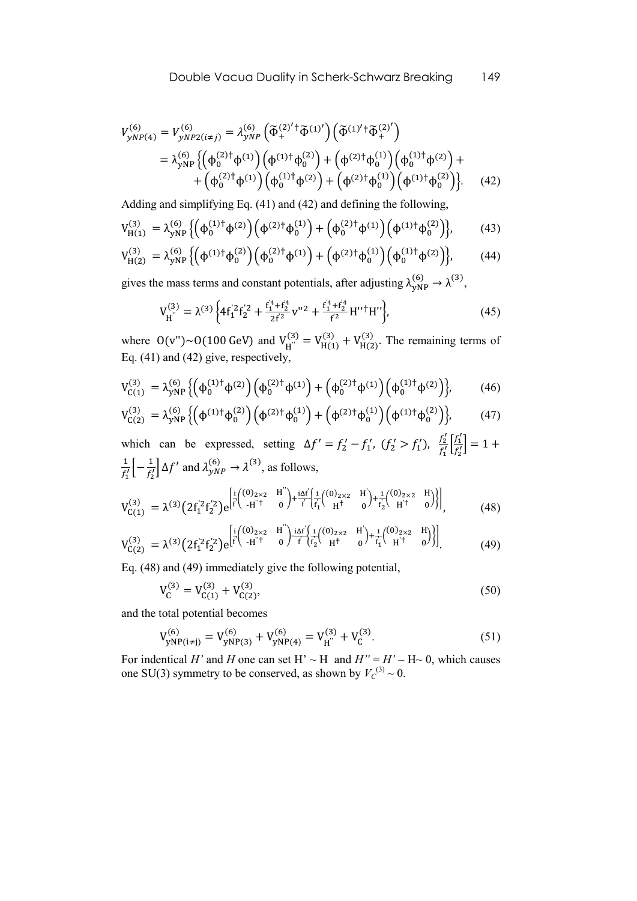$$V^{(6)}_{yNP(4)} = V^{(6)}_{yNP2(i\neq j)} = \lambda^{(6)}_{yNP}\left(\widetilde{\Phi}^{(2)'\dagger}_{+}\widetilde{\Phi}^{(1)'}\right)\left(\widetilde{\Phi}^{(1)'\dagger}\widetilde{\Phi}^{(2)'}_{+}\right)$$

$$= \lambda^{(6)}_{yNP}\Big\{\left(\phi^{(2)\dagger}_0\phi^{(1)}\right)\left(\phi^{(1)\dagger}\phi^{(2)}_0\right) + \left(\phi^{(2)\dagger}\phi^{(1)}_0\right)\left(\phi^{(1)\dagger}_0\phi^{(2)}\right) + \left(\phi^{(2)\dagger}_0\phi^{(1)}\right)\left(\phi^{(1)\dagger}_0\phi^{(2)}\right) + \left(\phi^{(2)\dagger}\phi^{(1)}_0\right)\left(\phi^{(1)\dagger}\phi^{(2)}_0\right)\Big\}. \quad (42)$$

Adding and simplifying Eq. (41) and (42) and defining the following,

$$V^{(3)}_{H(1)} = \lambda^{(6)}_{yNP}\Big\{\left(\phi^{(1)\dagger}_0\phi^{(2)}\right)\left(\phi^{(2)\dagger}\phi^{(1)}_0\right) + \left(\phi^{(2)\dagger}_0\phi^{(1)}\right)\left(\phi^{(1)\dagger}\phi^{(2)}_0\right)\Big\}, \quad (43)$$

$$V^{(3)}_{H(2)} = \lambda^{(6)}_{yNP}\Big\{\left(\phi^{(1)\dagger}\phi^{(2)}_0\right)\left(\phi^{(2)\dagger}_0\phi^{(1)}\right) + \left(\phi^{(2)\dagger}\phi^{(1)}_0\right)\left(\phi^{(1)\dagger}_0\phi^{(2)}\right)\Big\}, \quad (44)$$

gives the mass terms and constant potentials, after adjusting $\lambda^{(6)}_{yNP} \to \lambda^{(3)}$,

$$V^{(3)}_{H''} = \lambda^{(3)}\left\{4f_1'^2 f_2'^2 + \frac{f_1'^4 + f_2'^4}{2f'^2}v''^2 + \frac{f_1'^4 + f_2'^4}{f'^2}H''^\dagger H''\right\}, \quad (45)$$

where $O(v'') \sim O(100\text{ GeV})$ and $V^{(3)}_{H''} = V^{(3)}_{H(1)} + V^{(3)}_{H(2)}$. The remaining terms of Eq. (41) and (42) give, respectively,

$$V^{(3)}_{C(1)} = \lambda^{(6)}_{yNP}\Big\{\left(\phi^{(1)\dagger}_0\phi^{(2)}\right)\left(\phi^{(2)\dagger}_0\phi^{(1)}\right) + \left(\phi^{(2)\dagger}_0\phi^{(1)}\right)\left(\phi^{(1)\dagger}_0\phi^{(2)}\right)\Big\}, \quad (46)$$

$$V^{(3)}_{C(2)} = \lambda^{(6)}_{yNP}\Big\{\left(\phi^{(1)\dagger}\phi^{(2)}_0\right)\left(\phi^{(2)\dagger}\phi^{(1)}_0\right) + \left(\phi^{(2)\dagger}\phi^{(1)}_0\right)\left(\phi^{(1)\dagger}\phi^{(2)}_0\right)\Big\}, \quad (47)$$

which can be expressed, setting $\Delta f' = f_2' - f_1'$, $(f_2' > f_1')$, $\frac{f_2'}{f_1'}\left[\frac{f_1'}{f_2'}\right] = 1 + \frac{1}{f_1'}\left[-\frac{1}{f_2'}\right]\Delta f'$ and $\lambda^{(6)}_{yNP} \to \lambda^{(3)}$, as follows,

$$V^{(3)}_{C(1)} = \lambda^{(3)}\left(2f_1'^2 f_2'^2\right)e^{\left[\frac{i}{f'}\begin{pmatrix}(0)_{2\times2} & H'' \\ -H''^\dagger & 0\end{pmatrix} + \frac{i\Delta f'}{f'}\left\{\frac{1}{f_1'}\begin{pmatrix}(0)_{2\times2} & H' \\ H^\dagger & 0\end{pmatrix} + \frac{1}{f_2'}\begin{pmatrix}(0)_{2\times2} & H \\ H'^\dagger & 0\end{pmatrix}\right\}\right]}, \quad (48)$$

$$V^{(3)}_{C(2)} = \lambda^{(3)}\left(2f_1'^2 f_2'^2\right)e^{\left[\frac{i}{f'}\begin{pmatrix}(0)_{2\times2} & H'' \\ -H''^\dagger & 0\end{pmatrix} - \frac{i\Delta f'}{f'}\left\{\frac{1}{f_2'}\begin{pmatrix}(0)_{2\times2} & H' \\ H^\dagger & 0\end{pmatrix} + \frac{1}{f_1'}\begin{pmatrix}(0)_{2\times2} & H \\ H'^\dagger & 0\end{pmatrix}\right\}\right]}. \quad (49)$$

Eq. (48) and (49) immediately give the following potential,

$$V^{(3)}_C = V^{(3)}_{C(1)} + V^{(3)}_{C(2)}, \quad (50)$$

and the total potential becomes

$$V^{(6)}_{yNP(i\neq j)} = V^{(6)}_{yNP(3)} + V^{(6)}_{yNP(4)} = V^{(3)}_{H''} + V^{(3)}_C. \quad (51)$$

For indentical $H'$ and $H$ one can set $H' \sim H$ and $H'' = H' - H \sim 0$, which causes one SU(3) symmetry to be conserved, as shown by $V_C^{(3)} \sim 0$.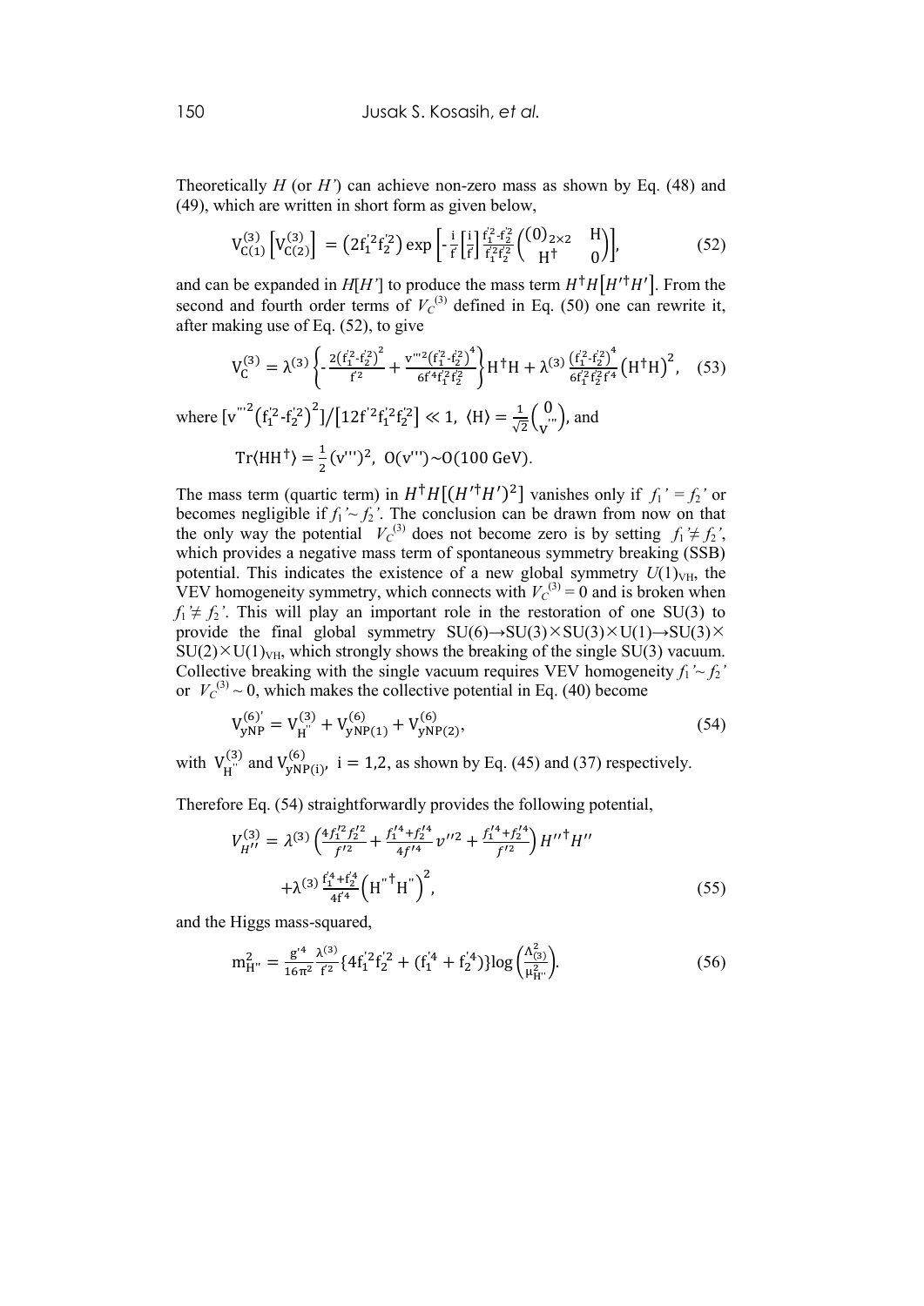Theoretically $H$ (or $H'$) can achieve non-zero mass as shown by Eq. (48) and (49), which are written in short form as given below,

$$V_{C(1)}^{(3)}\left[V_{C(2)}^{(3)}\right] = \left(2f_1'^2 f_2'^2\right)\exp\left[-\frac{i}{f'}\left[\frac{i}{f'}\right]\frac{f_1'^2 - f_2'^2}{f_1'^2 f_2'^2}\begin{pmatrix}(0)_{2\times 2} & H \\ H^\dagger & 0\end{pmatrix}\right], \tag{52}$$

and can be expanded in $H[H']$ to produce the mass term $H^\dagger H\left[H'^\dagger H'\right]$. From the second and fourth order terms of $V_C^{(3)}$ defined in Eq. (50) one can rewrite it, after making use of Eq. (52), to give

$$V_C^{(3)} = \lambda^{(3)}\left\{-\frac{2\left(f_1'^2 - f_2'^2\right)^2}{f'^2} + \frac{v'''^2\left(f_1'^2 - f_2'^2\right)^4}{6f'^4 f_1'^2 f_2'^2}\right\}H^\dagger H + \lambda^{(3)}\frac{\left(f_1'^2 - f_2'^2\right)^4}{6f_1'^2 f_2'^2 f'^4}\left(H^\dagger H\right)^2, \tag{53}$$

where $\left[v'''^2\left(f_1'^2 - f_2'^2\right)^2\right]/\left[12f'^2 f_1'^2 f_2'^2\right] \ll 1$, $\langle H\rangle = \frac{1}{\sqrt{2}}\begin{pmatrix}0 \\ v'''\end{pmatrix}$, and

$$\mathrm{Tr}\langle HH^\dagger\rangle = \frac{1}{2}(v''')^2,\ O(v''') \sim O(100\ \mathrm{GeV}).$$

The mass term (quartic term) in $H^\dagger H\left[(H'^\dagger H')^2\right]$ vanishes only if $f_1' = f_2'$ or becomes negligible if $f_1' \sim f_2'$. The conclusion can be drawn from now on that the only way the potential $V_C^{(3)}$ does not become zero is by setting $f_1' \neq f_2'$, which provides a negative mass term of spontaneous symmetry breaking (SSB) potential. This indicates the existence of a new global symmetry $U(1)_{VH}$, the VEV homogeneity symmetry, which connects with $V_C^{(3)} = 0$ and is broken when $f_1' \neq f_2'$. This will play an important role in the restoration of one SU(3) to provide the final global symmetry SU(6)→SU(3)×SU(3)×U(1)→SU(3)×SU(2)×$U(1)_{VH}$, which strongly shows the breaking of the single SU(3) vacuum. Collective breaking with the single vacuum requires VEV homogeneity $f_1' \sim f_2'$ or $V_C^{(3)} \sim 0$, which makes the collective potential in Eq. (40) become

$$V_{yNP}^{(6)'} = V_{H''}^{(3)} + V_{yNP(1)}^{(6)} + V_{yNP(2)}^{(6)}, \tag{54}$$

with $V_{H''}^{(3)}$ and $V_{yNP(i)}^{(6)},\ i = 1,2$, as shown by Eq. (45) and (37) respectively.

Therefore Eq. (54) straightforwardly provides the following potential,

$$V_{H''}^{(3)} = \lambda^{(3)}\left(\frac{4f_1'^2 f_2'^2}{f'^2} + \frac{f_1'^4 + f_2'^4}{4f'^4}v''^2 + \frac{f_1'^4 + f_2'^4}{f'^2}\right)H''^\dagger H''$$
$$+\lambda^{(3)}\frac{f_1'^4 + f_2'^4}{4f'^4}\left(H''^\dagger H''\right)^2, \tag{55}$$

and the Higgs mass-squared,

$$m_{H''}^2 = \frac{g'^4}{16\pi^2}\frac{\lambda^{(3)}}{f'^2}\{4f_1'^2 f_2'^2 + (f_1'^4 + f_2'^4)\}\log\left(\frac{\Lambda_{(3)}^2}{\mu_{H''}^2}\right). \tag{56}$$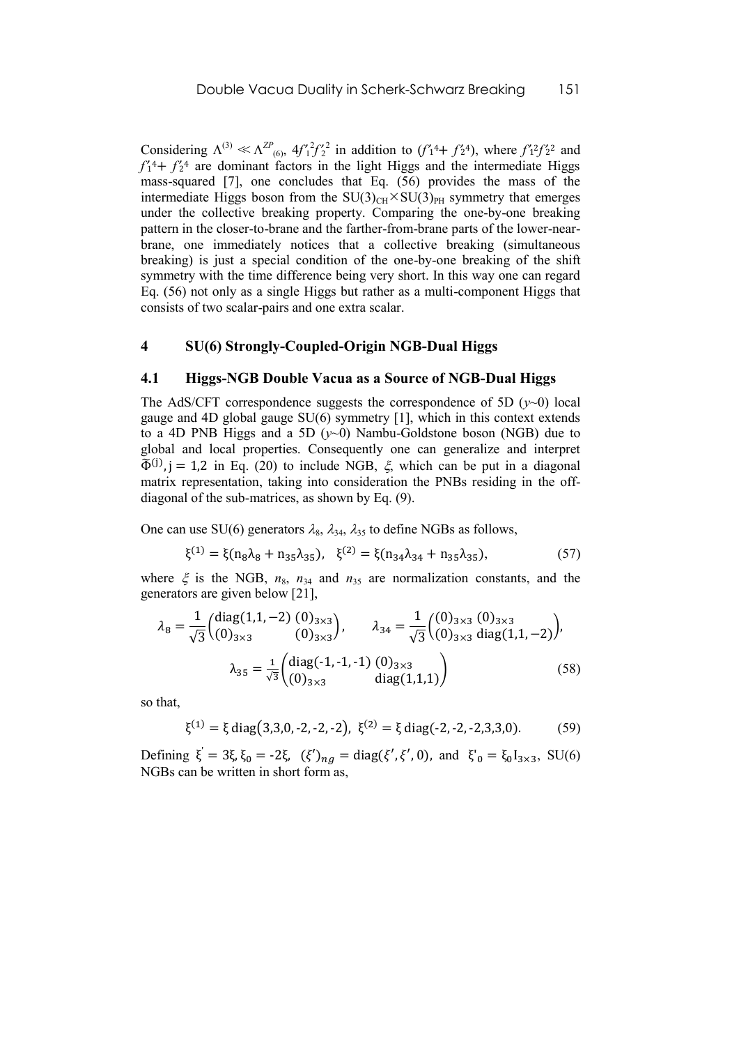Considering $\Lambda^{(3)} \ll \Lambda^{ZP}_{(6)}$, $4f'^2_1 f'^2_2$ in addition to ($f'^4_1 + f'^4_2$), where $f'^2_1 f'^2_2$ and $f'^4_1 + f'^4_2$ are dominant factors in the light Higgs and the intermediate Higgs mass-squared [7], one concludes that Eq. (56) provides the mass of the intermediate Higgs boson from the $SU(3)_{CH} \times SU(3)_{PH}$ symmetry that emerges under the collective breaking property. Comparing the one-by-one breaking pattern in the closer-to-brane and the farther-from-brane parts of the lower-near-brane, one immediately notices that a collective breaking (simultaneous breaking) is just a special condition of the one-by-one breaking of the shift symmetry with the time difference being very short. In this way one can regard Eq. (56) not only as a single Higgs but rather as a multi-component Higgs that consists of two scalar-pairs and one extra scalar.

## 4 SU(6) Strongly-Coupled-Origin NGB-Dual Higgs

### 4.1 Higgs-NGB Double Vacua as a Source of NGB-Dual Higgs

The AdS/CFT correspondence suggests the correspondence of 5D ($y$~0) local gauge and 4D global gauge SU(6) symmetry [1], which in this context extends to a 4D PNB Higgs and a 5D ($y$~0) Nambu-Goldstone boson (NGB) due to global and local properties. Consequently one can generalize and interpret $\tilde{\Phi}^{(j)}, j = 1,2$ in Eq. (20) to include NGB, $\xi$, which can be put in a diagonal matrix representation, taking into consideration the PNBs residing in the off-diagonal of the sub-matrices, as shown by Eq. (9).

One can use SU(6) generators $\lambda_8$, $\lambda_{34}$, $\lambda_{35}$ to define NGBs as follows,

$$\xi^{(1)} = \xi(n_8\lambda_8 + n_{35}\lambda_{35}), \quad \xi^{(2)} = \xi(n_{34}\lambda_{34} + n_{35}\lambda_{35}), \tag{57}$$

where $\xi$ is the NGB, $n_8$, $n_{34}$ and $n_{35}$ are normalization constants, and the generators are given below [21],

$$\lambda_8 = \frac{1}{\sqrt{3}}\begin{pmatrix} \mathrm{diag}(1,1,-2) & (0)_{3\times3} \\ (0)_{3\times3} & (0)_{3\times3} \end{pmatrix}, \qquad \lambda_{34} = \frac{1}{\sqrt{3}}\begin{pmatrix} (0)_{3\times3} & (0)_{3\times3} \\ (0)_{3\times3} & \mathrm{diag}(1,1,-2) \end{pmatrix},$$

$$\lambda_{35} = \frac{1}{\sqrt{3}}\begin{pmatrix} \mathrm{diag}(-1,-1,-1) & (0)_{3\times3} \\ (0)_{3\times3} & \mathrm{diag}(1,1,1) \end{pmatrix} \tag{58}$$

so that,

$$\xi^{(1)} = \xi\,\mathrm{diag}(3,3,0,-2,-2,-2), \; \xi^{(2)} = \xi\,\mathrm{diag}(-2,-2,-2,3,3,0). \tag{59}$$

Defining $\xi' = 3\xi, \xi_0 = -2\xi$, $(\xi')_{ng} = \mathrm{diag}(\xi', \xi', 0)$, and $\xi'_0 = \xi_0 I_{3\times3}$, SU(6) NGBs can be written in short form as,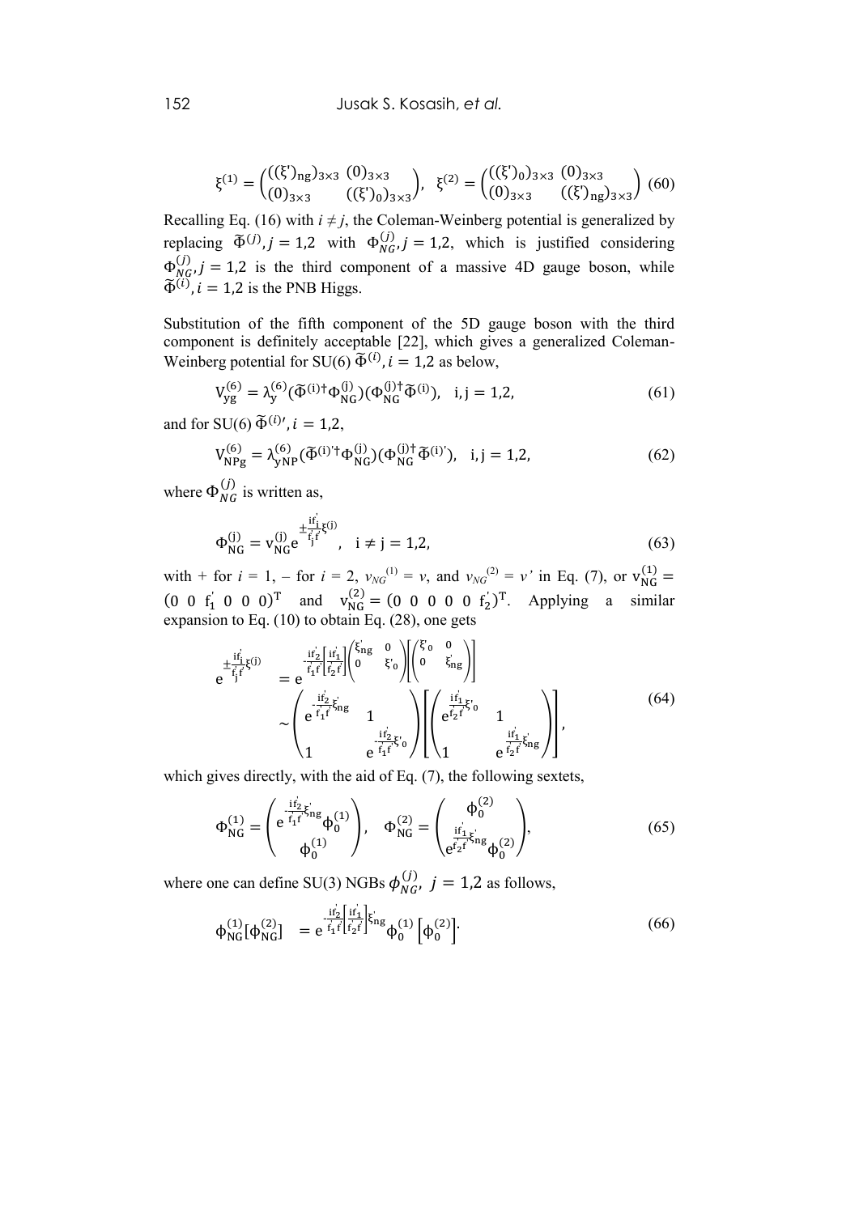$$\xi^{(1)} = \begin{pmatrix} ((\xi')_{\rm ng})_{3\times 3} & (0)_{3\times 3} \\ (0)_{3\times 3} & ((\xi')_0)_{3\times 3} \end{pmatrix}, \quad \xi^{(2)} = \begin{pmatrix} ((\xi')_0)_{3\times 3} & (0)_{3\times 3} \\ (0)_{3\times 3} & ((\xi')_{\rm ng})_{3\times 3} \end{pmatrix} \tag{60}$$

Recalling Eq. (16) with $i \neq j$, the Coleman-Weinberg potential is generalized by replacing $\widetilde{\Phi}^{(j)}, j = 1,2$ with $\Phi_{NG}^{(j)}, j = 1,2$, which is justified considering $\Phi_{NG}^{(j)}, j = 1,2$ is the third component of a massive 4D gauge boson, while $\widetilde{\Phi}^{(i)}, i = 1,2$ is the PNB Higgs.

Substitution of the fifth component of the 5D gauge boson with the third component is definitely acceptable [22], which gives a generalized Coleman-Weinberg potential for SU(6) $\widetilde{\Phi}^{(i)}, i = 1,2$ as below,

$$V_{\rm yg}^{(6)} = \lambda_{\rm y}^{(6)} (\widetilde{\Phi}^{(i)\dagger} \Phi_{\rm NG}^{(j)})(\Phi_{\rm NG}^{(j)\dagger} \widetilde{\Phi}^{(i)}), \quad {\rm i, j} = 1,2, \tag{61}$$

and for SU(6) $\widetilde{\Phi}^{(i)\prime}, i = 1,2$,

$$V_{\rm NPg}^{(6)} = \lambda_{\rm yNP}^{(6)} (\widetilde{\Phi}^{(i)\prime\dagger} \Phi_{\rm NG}^{(j)})(\Phi_{\rm NG}^{(j)\dagger} \widetilde{\Phi}^{(i)\prime}), \quad {\rm i, j} = 1,2, \tag{62}$$

where $\Phi_{NG}^{(j)}$ is written as,

$$\Phi_{\rm NG}^{(j)} = v_{\rm NG}^{(j)} e^{\pm \frac{i f_i'}{f_j' f'} \xi^{(j)}}, \quad {\rm i} \neq {\rm j} = 1,2, \tag{63}$$

with + for $i = 1$, – for $i = 2$, $v_{NG}^{(1)} = v$, and $v_{NG}^{(2)} = v'$ in Eq. (7), or $v_{\rm NG}^{(1)} = (0 \;\; 0 \;\; f_1' \;\; 0 \;\; 0 \;\; 0)^{\rm T}$ and $v_{\rm NG}^{(2)} = (0 \;\; 0 \;\; 0 \;\; 0 \;\; 0 \;\; f_2')^{\rm T}$. Applying a similar expansion to Eq. (10) to obtain Eq. (28), one gets

$$\begin{aligned} e^{\pm \frac{i f_i'}{f_j' f'} \xi^{(j)}} &= e^{-\frac{i f_2'}{f_1' f'} \left[ \frac{i f_1'}{f_2' f'} \right] \begin{pmatrix} \xi'_{\rm ng} & 0 \\ 0 & \xi'_0 \end{pmatrix} \left[ \begin{pmatrix} \xi'_0 & 0 \\ 0 & \xi'_{\rm ng} \end{pmatrix} \right]} \\ &\sim \begin{pmatrix} e^{-\frac{i f_2'}{f_1' f'} \xi'_{\rm ng}} & 1 \\ 1 & e^{-\frac{i f_2'}{f_1' f'} \xi'_0} \end{pmatrix} \left[ \begin{pmatrix} e^{\frac{i f_1'}{f_2' f'} \xi'_0} & 1 \\ 1 & e^{\frac{i f_1'}{f_2' f'} \xi'_{\rm ng}} \end{pmatrix} \right], \end{aligned} \tag{64}$$

which gives directly, with the aid of Eq. (7), the following sextets,

$$\Phi_{\rm NG}^{(1)} = \begin{pmatrix} e^{-\frac{i f_2'}{f_1' f'} \xi'_{\rm ng}} \phi_0^{(1)} \\ \phi_0^{(1)} \end{pmatrix}, \quad \Phi_{\rm NG}^{(2)} = \begin{pmatrix} \phi_0^{(2)} \\ e^{\frac{i f_1'}{f_2' f'} \xi'_{\rm ng}} \phi_0^{(2)} \end{pmatrix}, \tag{65}$$

where one can define SU(3) NGBs $\phi_{NG}^{(j)}, \; j = 1,2$ as follows,

$$\phi_{\rm NG}^{(1)} [\phi_{\rm NG}^{(2)}] = e^{-\frac{i f_2'}{f_1' f'} \left[ \frac{i f_1'}{f_2' f'} \right] \xi'_{\rm ng}} \phi_0^{(1)} \left[ \phi_0^{(2)} \right]. \tag{66}$$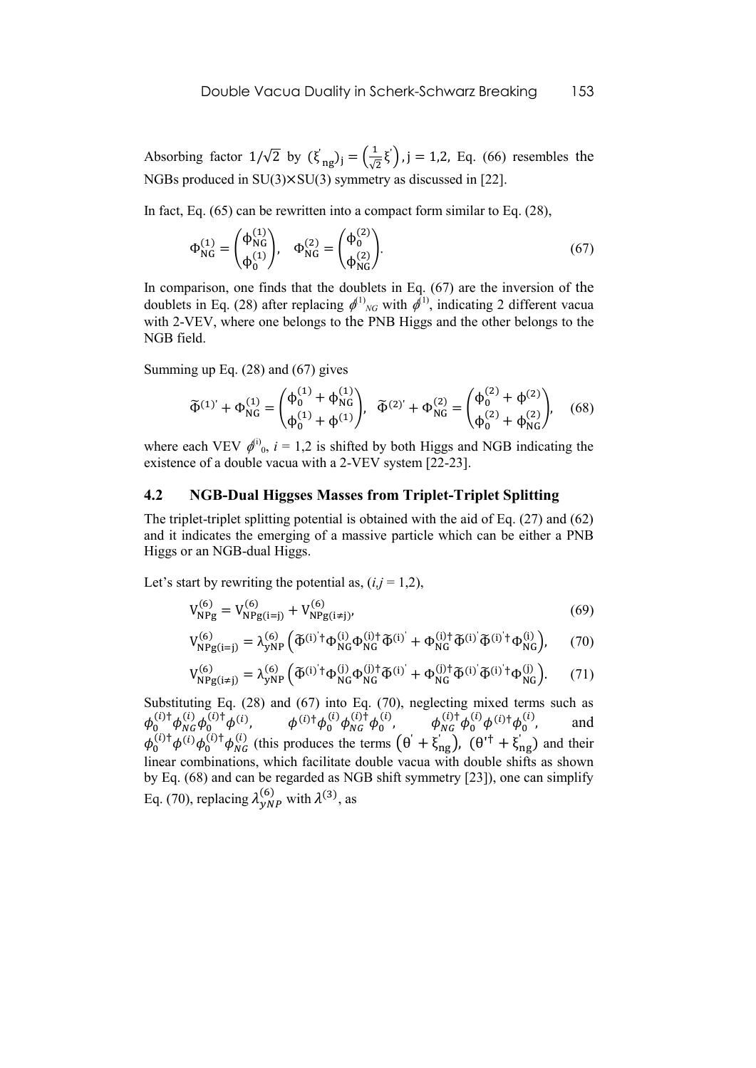Absorbing factor $1/\sqrt{2}$ by $(\xi^{'}_{\mathrm{ng}})_{\mathrm{j}} = \left(\frac{1}{\sqrt{2}}\xi^{'}\right), \mathrm{j} = 1{,}2$, Eq. (66) resembles the NGBs produced in SU(3)×SU(3) symmetry as discussed in [22].

In fact, Eq. (65) can be rewritten into a compact form similar to Eq. (28),

$$\Phi^{(1)}_{\mathrm{NG}} = \begin{pmatrix} \phi^{(1)}_{\mathrm{NG}} \\ \phi^{(1)}_{0} \end{pmatrix}, \quad \Phi^{(2)}_{\mathrm{NG}} = \begin{pmatrix} \phi^{(2)}_{0} \\ \phi^{(2)}_{\mathrm{NG}} \end{pmatrix}. \tag{67}$$

In comparison, one finds that the doublets in Eq. (67) are the inversion of the doublets in Eq. (28) after replacing $\phi^{(1)}_{NG}$ with $\phi^{(1)}$, indicating 2 different vacua with 2-VEV, where one belongs to the PNB Higgs and the other belongs to the NGB field.

Summing up Eq. (28) and (67) gives

$$\widetilde{\Phi}^{(1)'} + \Phi^{(1)}_{\mathrm{NG}} = \begin{pmatrix} \phi^{(1)}_{0} + \phi^{(1)}_{\mathrm{NG}} \\ \phi^{(1)}_{0} + \phi^{(1)} \end{pmatrix}, \quad \widetilde{\Phi}^{(2)'} + \Phi^{(2)}_{\mathrm{NG}} = \begin{pmatrix} \phi^{(2)}_{0} + \phi^{(2)} \\ \phi^{(2)}_{0} + \phi^{(2)}_{\mathrm{NG}} \end{pmatrix}, \tag{68}$$

where each VEV $\phi^{(i)}_{0}$, $i = 1{,}2$ is shifted by both Higgs and NGB indicating the existence of a double vacua with a 2-VEV system [22-23].

### 4.2 NGB-Dual Higgses Masses from Triplet-Triplet Splitting

The triplet-triplet splitting potential is obtained with the aid of Eq. (27) and (62) and it indicates the emerging of a massive particle which can be either a PNB Higgs or an NGB-dual Higgs.

Let's start by rewriting the potential as, ($i,j$ = 1,2),

$$\mathrm{V}^{(6)}_{\mathrm{NPg}} = \mathrm{V}^{(6)}_{\mathrm{NPg(i=j)}} + \mathrm{V}^{(6)}_{\mathrm{NPg(i\neq j)}}, \tag{69}$$

$$\mathrm{V}^{(6)}_{\mathrm{NPg(i=j)}} = \lambda^{(6)}_{\mathrm{yNP}}\left(\widetilde{\Phi}^{(i)'\dagger}\Phi^{(i)}_{\mathrm{NG}}\Phi^{(i)\dagger}_{\mathrm{NG}}\widetilde{\Phi}^{(i)'} + \Phi^{(i)\dagger}_{\mathrm{NG}}\widetilde{\Phi}^{(i)'}\widetilde{\Phi}^{(i)'\dagger}\Phi^{(i)}_{\mathrm{NG}}\right), \tag{70}$$

$$\mathrm{V}^{(6)}_{\mathrm{NPg(i\neq j)}} = \lambda^{(6)}_{\mathrm{yNP}}\left(\widetilde{\Phi}^{(i)'\dagger}\Phi^{(j)}_{\mathrm{NG}}\Phi^{(j)\dagger}_{\mathrm{NG}}\widetilde{\Phi}^{(i)'} + \Phi^{(j)\dagger}_{\mathrm{NG}}\widetilde{\Phi}^{(i)'}\widetilde{\Phi}^{(i)'\dagger}\Phi^{(j)}_{\mathrm{NG}}\right). \tag{71}$$

Substituting Eq. (28) and (67) into Eq. (70), neglecting mixed terms such as $\phi_0^{(i)\dagger}\phi_{NG}^{(i)}\phi_0^{(i)\dagger}\phi^{(i)}$, $\phi^{(i)\dagger}\phi_0^{(i)}\phi_{NG}^{(i)\dagger}\phi_0^{(i)}$, $\phi_{NG}^{(i)\dagger}\phi_0^{(i)}\phi^{(i)\dagger}\phi_0^{(i)}$, and $\phi_0^{(i)\dagger}\phi^{(i)}\phi_0^{(i)\dagger}\phi_{NG}^{(i)}$ (this produces the terms $(\theta^{'} + \xi^{'}_{\mathrm{ng}})$, $(\theta^{'\dagger} + \xi^{'}_{\mathrm{ng}})$ and their linear combinations, which facilitate double vacua with double shifts as shown by Eq. (68) and can be regarded as NGB shift symmetry [23]), one can simplify Eq. (70), replacing $\lambda^{(6)}_{yNP}$ with $\lambda^{(3)}$, as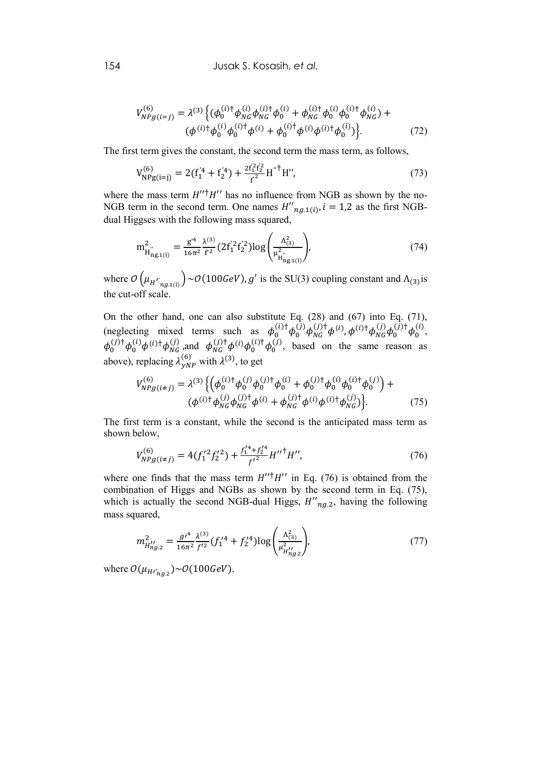$$V_{NPg(i=j)}^{(6)} = \lambda^{(3)} \Big\{ (\phi_0^{(i)\dagger} \phi_{NG}^{(i)} \phi_{NG}^{(i)\dagger} \phi_0^{(i)} + \phi_{NG}^{(i)\dagger} \phi_0^{(i)} \phi_0^{(i)\dagger} \phi_{NG}^{(i)}) + (\phi^{(i)\dagger} \phi_0^{(i)} \phi_0^{(i)\dagger} \phi^{(i)} + \phi_0^{(i)\dagger} \phi^{(i)} \phi^{(i)\dagger} \phi_0^{(i)}) \Big\}. \tag{72}$$

The first term gives the constant, the second term the mass term, as follows,

$$V_{NPg(i=j)}^{(6)} = 2(f_1'^4 + f_2'^4) + \frac{2f_1'^2 f_2'^2}{f'^2} H''^{\dagger} H'', \tag{73}$$

where the mass term $H''^{\dagger}H''$ has no influence from NGB as shown by the no-NGB term in the second term. One names $H''_{ng.1(i)}, i = 1,2$ as the first NGB-dual Higgses with the following mass squared,

$$m_{H''_{ng.1(i)}}^2 = \frac{g'^4}{16\pi^2} \frac{\lambda^{(3)}}{f'^2} (2f_1'^2 f_2'^2) \log\left(\frac{\Lambda_{(3)}^2}{\mu_{H''_{ng.1(i)}}^2}\right), \tag{74}$$

where $\mathcal{O}\left(\mu_{H'_{ng.1(i)}}\right) \sim \mathcal{O}(100 GeV)$, $g'$ is the SU(3) coupling constant and $\Lambda_{(3)}$ is the cut-off scale.

On the other hand, one can also substitute Eq. (28) and (67) into Eq. (71), (neglecting mixed terms such as $\phi_0^{(i)\dagger} \phi_0^{(j)} \phi_{NG}^{(j)\dagger} \phi^{(i)}, \phi^{(i)\dagger} \phi_{NG}^{(j)} \phi_0^{(j)\dagger} \phi_0^{(i)}$, $\phi_0^{(j)\dagger} \phi_0^{(i)} \phi^{(i)\dagger} \phi_{NG}^{(j)}$ ,and $\phi_{NG}^{(j)\dagger} \phi^{(i)} \phi_0^{(i)\dagger} \phi_0^{(j)}$, based on the same reason as above), replacing $\lambda_{yNP}^{(6)}$ with $\lambda^{(3)}$, to get

$$V_{NPg(i\neq j)}^{(6)} = \lambda^{(3)} \Big\{ \left( \phi_0^{(i)\dagger} \phi_0^{(j)} \phi_0^{(j)\dagger} \phi_0^{(i)} + \phi_0^{(j)\dagger} \phi_0^{(i)} \phi_0^{(i)\dagger} \phi_0^{(j)} \right) + (\phi^{(i)\dagger} \phi_{NG}^{(j)} \phi_{NG}^{(j)\dagger} \phi^{(i)} + \phi_{NG}^{(j)\dagger} \phi^{(i)} \phi^{(i)\dagger} \phi_{NG}^{(j)}) \Big\}. \tag{75}$$

The first term is a constant, while the second is the anticipated mass term as shown below,

$$V_{NPg(i\neq j)}^{(6)} = 4(f_1'^2 f_2'^2) + \frac{f_1'^4 + f_2'^4}{f'^2} H''^{\dagger} H'', \tag{76}$$

where one finds that the mass term $H''^{\dagger}H''$ in Eq. (76) is obtained from the combination of Higgs and NGBs as shown by the second term in Eq. (75), which is actually the second NGB-dual Higgs, $H''_{ng.2}$, having the following mass squared,

$$m_{H''_{ng.2}}^2 = \frac{g'^4}{16\pi^2} \frac{\lambda^{(3)}}{f'^2} (f_1'^4 + f_2'^4) \log\left(\frac{\Lambda_{(3)}^2}{\mu_{H''_{ng.2}}^2}\right), \tag{77}$$

where $\mathcal{O}(\mu_{H'_{ng.2}}) \sim \mathcal{O}(100 GeV)$.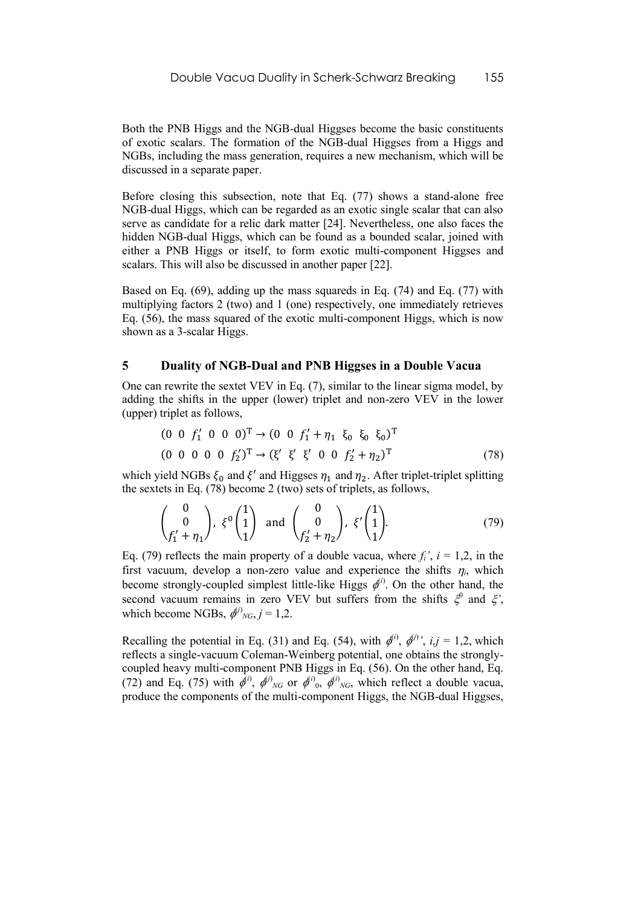Both the PNB Higgs and the NGB-dual Higgses become the basic constituents of exotic scalars. The formation of the NGB-dual Higgses from a Higgs and NGBs, including the mass generation, requires a new mechanism, which will be discussed in a separate paper.

Before closing this subsection, note that Eq. (77) shows a stand-alone free NGB-dual Higgs, which can be regarded as an exotic single scalar that can also serve as candidate for a relic dark matter [24]. Nevertheless, one also faces the hidden NGB-dual Higgs, which can be found as a bounded scalar, joined with either a PNB Higgs or itself, to form exotic multi-component Higgses and scalars. This will also be discussed in another paper [22].

Based on Eq. (69), adding up the mass squareds in Eq. (74) and Eq. (77) with multiplying factors 2 (two) and 1 (one) respectively, one immediately retrieves Eq. (56), the mass squared of the exotic multi-component Higgs, which is now shown as a 3-scalar Higgs.

## 5 Duality of NGB-Dual and PNB Higgses in a Double Vacua

One can rewrite the sextet VEV in Eq. (7), similar to the linear sigma model, by adding the shifts in the upper (lower) triplet and non-zero VEV in the lower (upper) triplet as follows,

$$\begin{aligned}
&(0\ \ 0\ \ f_1'\ \ 0\ \ 0\ \ 0)^{\mathrm{T}} \to (0\ \ 0\ \ f_1' + \eta_1\ \ \xi_0\ \ \xi_0\ \ \xi_0)^{\mathrm{T}} \\
&(0\ \ 0\ \ 0\ \ 0\ \ 0\ \ f_2')^{\mathrm{T}} \to (\xi'\ \ \xi'\ \ \xi'\ \ 0\ \ 0\ \ f_2' + \eta_2)^{\mathrm{T}}
\end{aligned} \tag{78}$$

which yield NGBs $\xi_0$ and $\xi'$ and Higgses $\eta_1$ and $\eta_2$. After triplet-triplet splitting the sextets in Eq. (78) become 2 (two) sets of triplets, as follows,

$$\begin{pmatrix} 0 \\ 0 \\ f_1' + \eta_1 \end{pmatrix},\ \xi^0 \begin{pmatrix} 1 \\ 1 \\ 1 \end{pmatrix} \ \text{ and } \ \begin{pmatrix} 0 \\ 0 \\ f_2' + \eta_2 \end{pmatrix},\ \xi' \begin{pmatrix} 1 \\ 1 \\ 1 \end{pmatrix}. \tag{79}$$

Eq. (79) reflects the main property of a double vacua, where $f_i'$, $i = 1,2$, in the first vacuum, develop a non-zero value and experience the shifts $\eta_i$, which become strongly-coupled simplest little-like Higgs $\phi^{(i)}$. On the other hand, the second vacuum remains in zero VEV but suffers from the shifts $\xi^0$ and $\xi'$, which become NGBs, $\phi^{(j)}_{NG}$, $j = 1,2$.

Recalling the potential in Eq. (31) and Eq. (54), with $\phi^{(i)}$, $\phi^{(j)\prime}$, $i,j = 1,2$, which reflects a single-vacuum Coleman-Weinberg potential, one obtains the strongly-coupled heavy multi-component PNB Higgs in Eq. (56). On the other hand, Eq. (72) and Eq. (75) with $\phi^{(i)}$, $\phi^{(j)}_{NG}$ or $\phi^{(i)}_0$, $\phi^{(i)}_{NG}$, which reflect a double vacua, produce the components of the multi-component Higgs, the NGB-dual Higgses,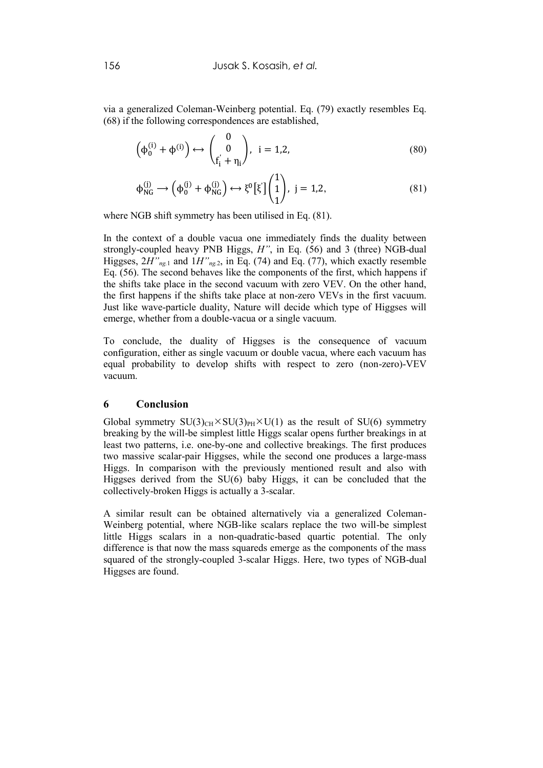via a generalized Coleman-Weinberg potential. Eq. (79) exactly resembles Eq. (68) if the following correspondences are established,

$$\left(\phi_0^{(i)} + \phi^{(i)}\right) \leftrightarrow \begin{pmatrix} 0 \\ 0 \\ f_i^{'} + \eta_i \end{pmatrix},\ \ i = 1,2, \tag{80}$$

$$\phi_{NG}^{(j)} \longrightarrow \left(\phi_0^{(j)} + \phi_{NG}^{(j)}\right) \leftrightarrow \xi^0\left[\xi^{'}\right]\begin{pmatrix} 1 \\ 1 \\ 1 \end{pmatrix},\ j = 1,2, \tag{81}$$

where NGB shift symmetry has been utilised in Eq. (81).

In the context of a double vacua one immediately finds the duality between strongly-coupled heavy PNB Higgs, *H"*, in Eq. (56) and 3 (three) NGB-dual Higgses, $2H''_{ng.1}$ and $1H''_{ng.2}$, in Eq. (74) and Eq. (77), which exactly resemble Eq. (56). The second behaves like the components of the first, which happens if the shifts take place in the second vacuum with zero VEV. On the other hand, the first happens if the shifts take place at non-zero VEVs in the first vacuum. Just like wave-particle duality, Nature will decide which type of Higgses will emerge, whether from a double-vacua or a single vacuum.

To conclude, the duality of Higgses is the consequence of vacuum configuration, either as single vacuum or double vacua, where each vacuum has equal probability to develop shifts with respect to zero (non-zero)-VEV vacuum.

## 6 Conclusion

Global symmetry $SU(3)_{CH}\times SU(3)_{PH}\times U(1)$ as the result of SU(6) symmetry breaking by the will-be simplest little Higgs scalar opens further breakings in at least two patterns, i.e. one-by-one and collective breakings. The first produces two massive scalar-pair Higgses, while the second one produces a large-mass Higgs. In comparison with the previously mentioned result and also with Higgses derived from the SU(6) baby Higgs, it can be concluded that the collectively-broken Higgs is actually a 3-scalar.

A similar result can be obtained alternatively via a generalized Coleman-Weinberg potential, where NGB-like scalars replace the two will-be simplest little Higgs scalars in a non-quadratic-based quartic potential. The only difference is that now the mass squareds emerge as the components of the mass squared of the strongly-coupled 3-scalar Higgs. Here, two types of NGB-dual Higgses are found.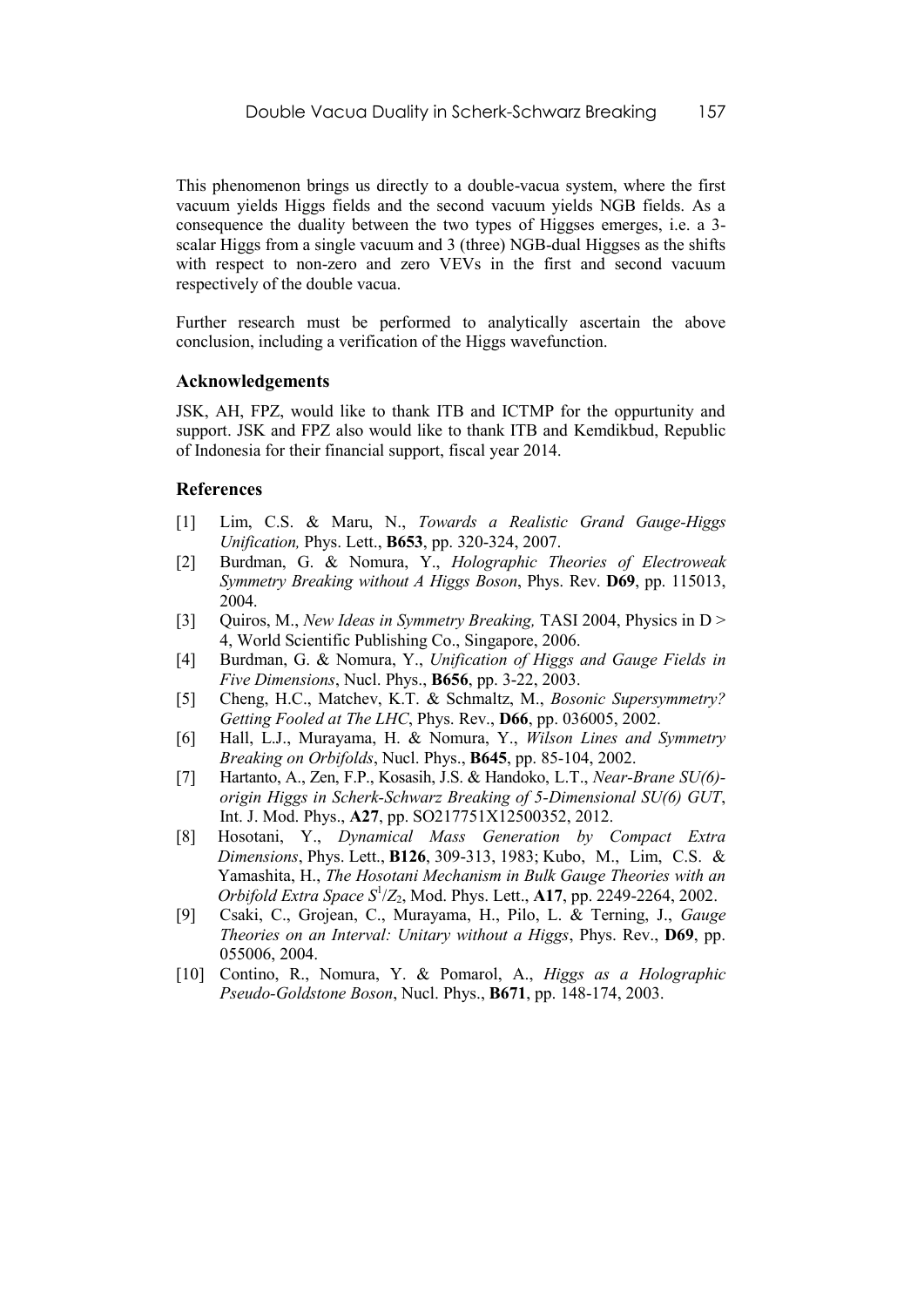This phenomenon brings us directly to a double-vacua system, where the first vacuum yields Higgs fields and the second vacuum yields NGB fields. As a consequence the duality between the two types of Higgses emerges, i.e. a 3-scalar Higgs from a single vacuum and 3 (three) NGB-dual Higgses as the shifts with respect to non-zero and zero VEVs in the first and second vacuum respectively of the double vacua.

Further research must be performed to analytically ascertain the above conclusion, including a verification of the Higgs wavefunction.

### Acknowledgements

JSK, AH, FPZ, would like to thank ITB and ICTMP for the oppurtunity and support. JSK and FPZ also would like to thank ITB and Kemdikbud, Republic of Indonesia for their financial support, fiscal year 2014.

### References

[1] Lim, C.S. & Maru, N., *Towards a Realistic Grand Gauge-Higgs Unification,* Phys. Lett., **B653**, pp. 320-324, 2007.

[2] Burdman, G. & Nomura, Y., *Holographic Theories of Electroweak Symmetry Breaking without A Higgs Boson*, Phys. Rev. **D69**, pp. 115013, 2004.

[3] Quiros, M., *New Ideas in Symmetry Breaking,* TASI 2004, Physics in D > 4, World Scientific Publishing Co., Singapore, 2006.

[4] Burdman, G. & Nomura, Y., *Unification of Higgs and Gauge Fields in Five Dimensions*, Nucl. Phys., **B656**, pp. 3-22, 2003.

[5] Cheng, H.C., Matchev, K.T. & Schmaltz, M., *Bosonic Supersymmetry? Getting Fooled at The LHC*, Phys. Rev., **D66**, pp. 036005, 2002.

[6] Hall, L.J., Murayama, H. & Nomura, Y., *Wilson Lines and Symmetry Breaking on Orbifolds*, Nucl. Phys., **B645**, pp. 85-104, 2002.

[7] Hartanto, A., Zen, F.P., Kosasih, J.S. & Handoko, L.T., *Near-Brane SU(6)-origin Higgs in Scherk-Schwarz Breaking of 5-Dimensional SU(6) GUT*, Int. J. Mod. Phys., **A27**, pp. SO217751X12500352, 2012.

[8] Hosotani, Y., *Dynamical Mass Generation by Compact Extra Dimensions*, Phys. Lett., **B126**, 309-313, 1983; Kubo, M., Lim, C.S. & Yamashita, H., *The Hosotani Mechanism in Bulk Gauge Theories with an Orbifold Extra Space $S^1/Z_2$*, Mod. Phys. Lett., **A17**, pp. 2249-2264, 2002.

[9] Csaki, C., Grojean, C., Murayama, H., Pilo, L. & Terning, J., *Gauge Theories on an Interval: Unitary without a Higgs*, Phys. Rev., **D69**, pp. 055006, 2004.

[10] Contino, R., Nomura, Y. & Pomarol, A., *Higgs as a Holographic Pseudo-Goldstone Boson*, Nucl. Phys., **B671**, pp. 148-174, 2003.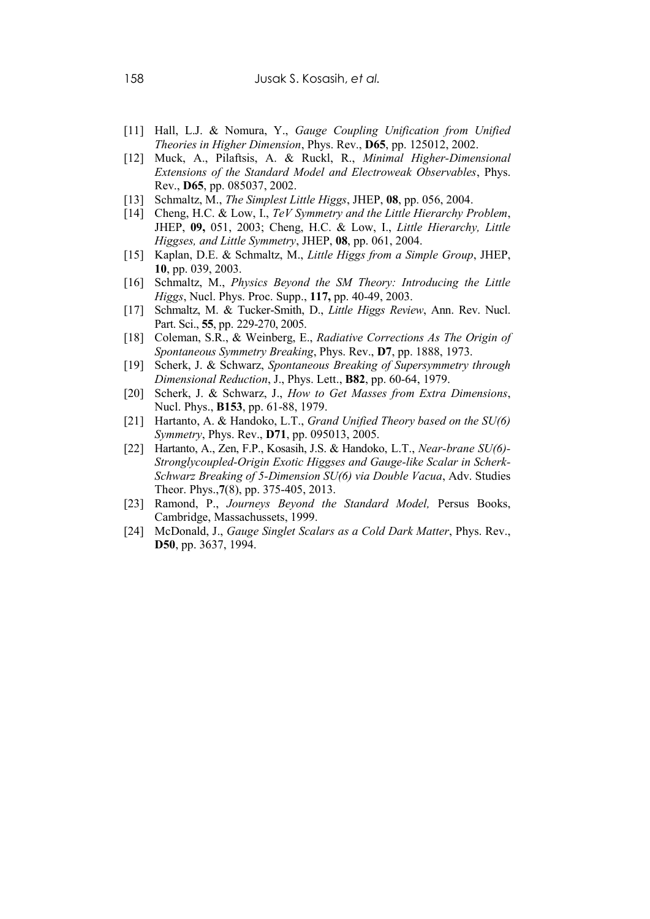[11] Hall, L.J. & Nomura, Y., *Gauge Coupling Unification from Unified Theories in Higher Dimension*, Phys. Rev., **D65**, pp. 125012, 2002.

[12] Muck, A., Pilaftsis, A. & Ruckl, R., *Minimal Higher-Dimensional Extensions of the Standard Model and Electroweak Observables*, Phys. Rev., **D65**, pp. 085037, 2002.

[13] Schmaltz, M., *The Simplest Little Higgs*, JHEP, **08**, pp. 056, 2004.

[14] Cheng, H.C. & Low, I., *TeV Symmetry and the Little Hierarchy Problem*, JHEP, **09,** 051, 2003; Cheng, H.C. & Low, I., *Little Hierarchy, Little Higgses, and Little Symmetry*, JHEP, **08**, pp. 061, 2004.

[15] Kaplan, D.E. & Schmaltz, M., *Little Higgs from a Simple Group*, JHEP, **10**, pp. 039, 2003.

[16] Schmaltz, M., *Physics Beyond the SM Theory: Introducing the Little Higgs*, Nucl. Phys. Proc. Supp., **117,** pp. 40-49, 2003.

[17] Schmaltz, M. & Tucker-Smith, D., *Little Higgs Review*, Ann. Rev. Nucl. Part. Sci., **55**, pp. 229-270, 2005.

[18] Coleman, S.R., & Weinberg, E., *Radiative Corrections As The Origin of Spontaneous Symmetry Breaking*, Phys. Rev., **D7**, pp. 1888, 1973.

[19] Scherk, J. & Schwarz, *Spontaneous Breaking of Supersymmetry through Dimensional Reduction*, J., Phys. Lett., **B82**, pp. 60-64, 1979.

[20] Scherk, J. & Schwarz, J., *How to Get Masses from Extra Dimensions*, Nucl. Phys., **B153**, pp. 61-88, 1979.

[21] Hartanto, A. & Handoko, L.T., *Grand Unified Theory based on the SU(6) Symmetry*, Phys. Rev., **D71**, pp. 095013, 2005.

[22] Hartanto, A., Zen, F.P., Kosasih, J.S. & Handoko, L.T., *Near-brane SU(6)-Stronglycoupled-Origin Exotic Higgses and Gauge-like Scalar in Scherk-Schwarz Breaking of 5-Dimension SU(6) via Double Vacua*, Adv. Studies Theor. Phys.,**7**(8), pp. 375-405, 2013.

[23] Ramond, P., *Journeys Beyond the Standard Model,* Persus Books, Cambridge, Massachussets, 1999.

[24] McDonald, J., *Gauge Singlet Scalars as a Cold Dark Matter*, Phys. Rev., **D50**, pp. 3637, 1994.